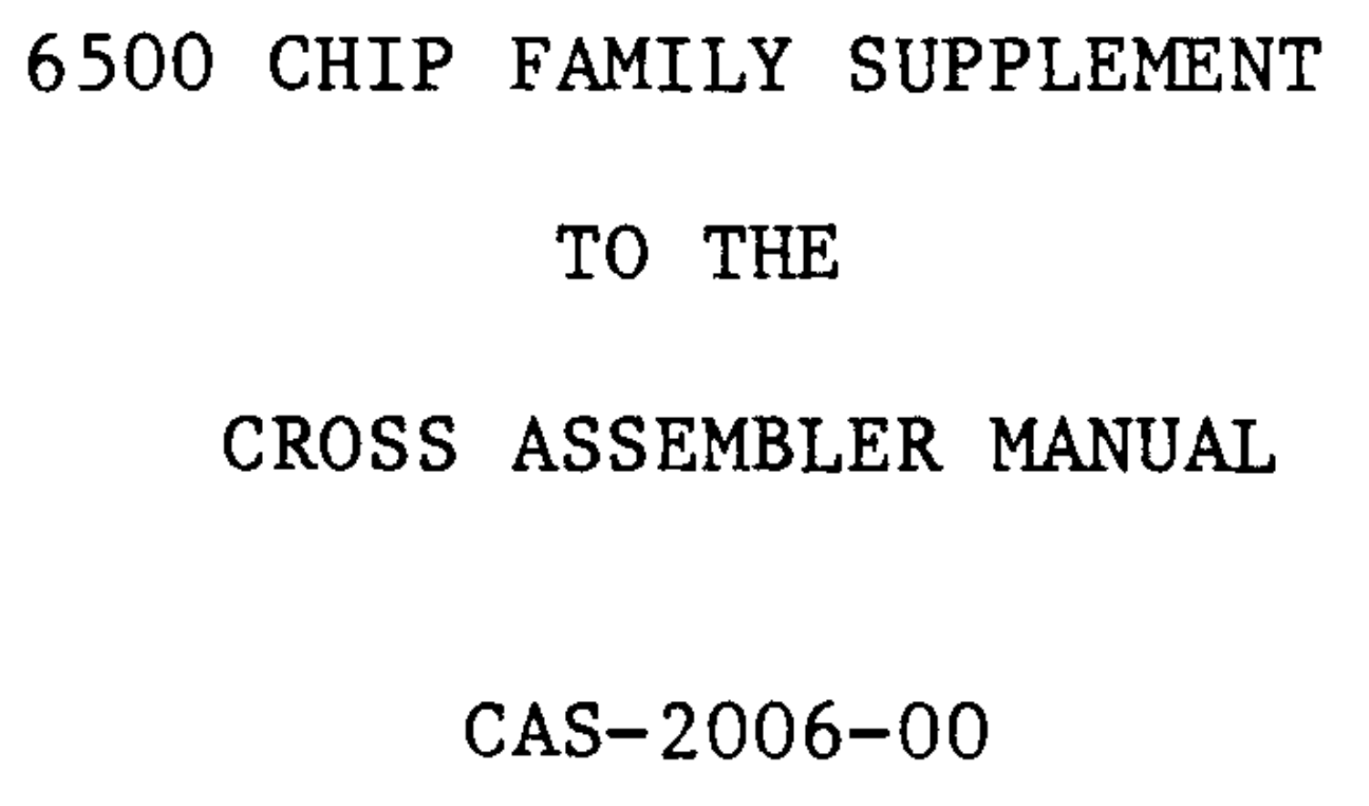# 6500 CHIP FAMILY SUPPLEMENT

# TO THE

# CROSS ASSEMBLER MANUAL

CAS-2006-00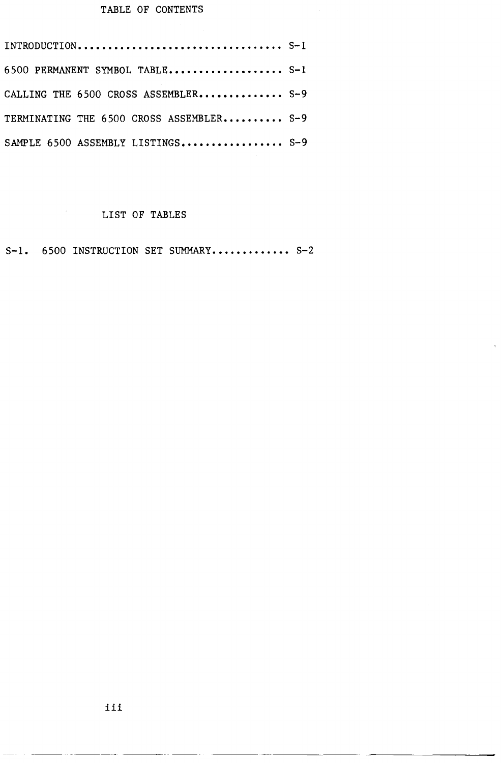# TABLE OF CONTENTS

INTRODUCTION.................................. S-1

6500 PERMANENT SYMBOL TABLE.................. S-1

CALLING THE 6500 CROSS ASSEMBLER............. S-9

TERMINATING THE 6500 CROSS ASSEMBLER.......... S-9

SAMPLE 6500 ASSEMBLY LISTINGS................. S-9

# LIST OF TABLES

S-1. 6500 INSTRUCTION SET SUMMARY............. S-2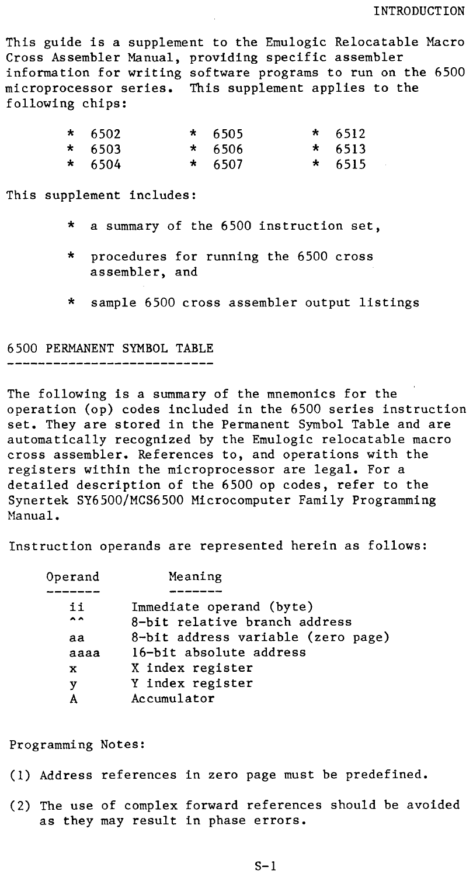# INTRODUCTION

This guide is a supplement to the Emulogic Relocatable Macro Cross Assembler Manual, providing specific assembler information for writing software programs to run on the 6500 microprocessor series. This supplement applies to the following chips:

| | | |
|---|---|---|
| * 6502 | * 6505 | * 6512 |
| * 6503 | * 6506 | * 6513 |
| * 6504 | * 6507 | * 6515 |

This supplement includes:

* a summary of the 6500 instruction set,
* procedures for running the 6500 cross assembler, and
* sample 6500 cross assembler output listings

## 6500 PERMANENT SYMBOL TABLE

The following is a summary of the mnemonics for the operation (op) codes included in the 6500 series instruction set. They are stored in the Permanent Symbol Table and are automatically recognized by the Emulogic relocatable macro cross assembler. References to, and operations with the registers within the microprocessor are legal. For a detailed description of the 6500 op codes, refer to the Synertek SY6500/MCS6500 Microcomputer Family Programming Manual.

Instruction operands are represented herein as follows:

| Operand | Meaning |
|---|---|
| ii | Immediate operand (byte) |
| ^^ | 8-bit relative branch address |
| aa | 8-bit address variable (zero page) |
| aaaa | 16-bit absolute address |
| x | X index register |
| y | Y index register |
| A | Accumulator |

Programming Notes:

(1) Address references in zero page must be predefined.

(2) The use of complex forward references should be avoided as they may result in phase errors.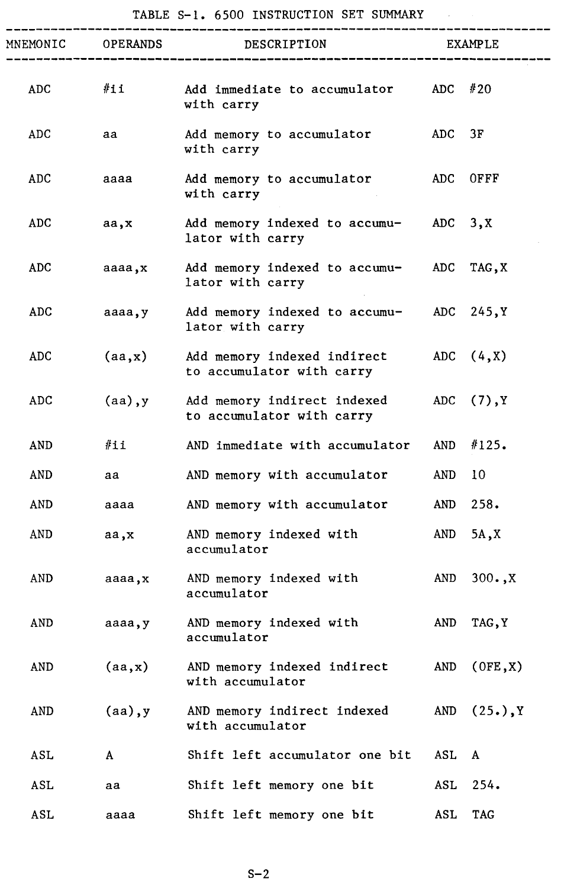TABLE S-1. 6500 INSTRUCTION SET SUMMARY

| MNEMONIC | OPERANDS | DESCRIPTION | EXAMPLE |
|---|---|---|---|
| ADC | #ii | Add immediate to accumulator with carry | ADC #20 |
| ADC | aa | Add memory to accumulator with carry | ADC 3F |
| ADC | aaaa | Add memory to accumulator with carry | ADC 0FFF |
| ADC | aa,x | Add memory indexed to accumulator with carry | ADC 3,X |
| ADC | aaaa,x | Add memory indexed to accumulator with carry | ADC TAG,X |
| ADC | aaaa,y | Add memory indexed to accumulator with carry | ADC 245,Y |
| ADC | (aa,x) | Add memory indexed indirect to accumulator with carry | ADC (4,X) |
| ADC | (aa),y | Add memory indirect indexed to accumulator with carry | ADC (7),Y |
| AND | #ii | AND immediate with accumulator | AND #125. |
| AND | aa | AND memory with accumulator | AND 10 |
| AND | aaaa | AND memory with accumulator | AND 258. |
| AND | aa,x | AND memory indexed with accumulator | AND 5A,X |
| AND | aaaa,x | AND memory indexed with accumulator | AND 300.,X |
| AND | aaaa,y | AND memory indexed with accumulator | AND TAG,Y |
| AND | (aa,x) | AND memory indexed indirect with accumulator | AND (0FE,X) |
| AND | (aa),y | AND memory indirect indexed with accumulator | AND (25.),Y |
| ASL | A | Shift left accumulator one bit | ASL A |
| ASL | aa | Shift left memory one bit | ASL 254. |
| ASL | aaaa | Shift left memory one bit | ASL TAG |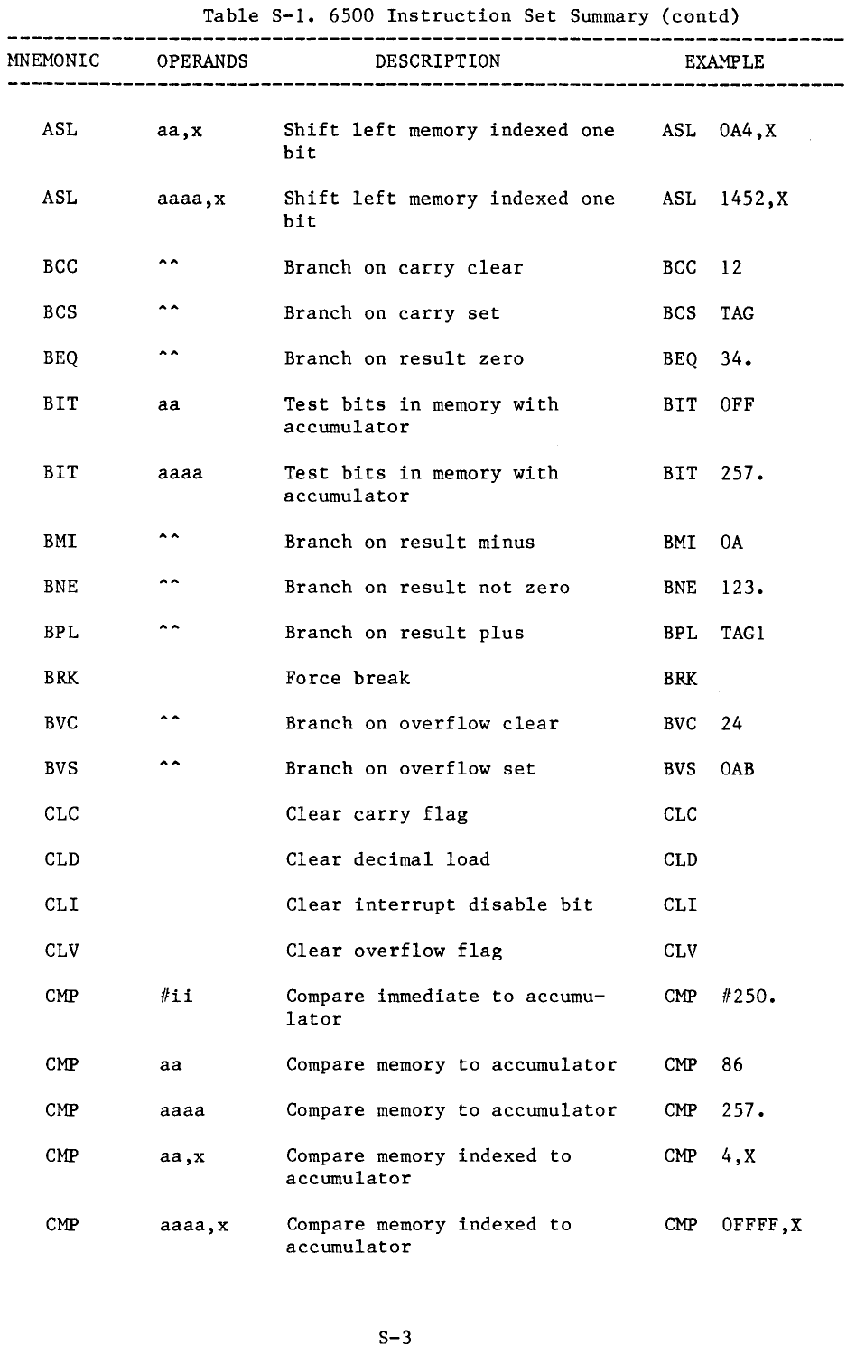Table S-1. 6500 Instruction Set Summary (contd)

| MNEMONIC | OPERANDS | DESCRIPTION | EXAMPLE |
|---|---|---|---|
| ASL | aa,x | Shift left memory indexed one bit | ASL 0A4,X |
| ASL | aaaa,x | Shift left memory indexed one bit | ASL 1452,X |
| BCC | ^^ | Branch on carry clear | BCC 12 |
| BCS | ^^ | Branch on carry set | BCS TAG |
| BEQ | ^^ | Branch on result zero | BEQ 34. |
| BIT | aa | Test bits in memory with accumulator | BIT 0FF |
| BIT | aaaa | Test bits in memory with accumulator | BIT 257. |
| BMI | ^^ | Branch on result minus | BMI 0A |
| BNE | ^^ | Branch on result not zero | BNE 123. |
| BPL | ^^ | Branch on result plus | BPL TAG1 |
| BRK | | Force break | BRK |
| BVC | ^^ | Branch on overflow clear | BVC 24 |
| BVS | ^^ | Branch on overflow set | BVS 0AB |
| CLC | | Clear carry flag | CLC |
| CLD | | Clear decimal load | CLD |
| CLI | | Clear interrupt disable bit | CLI |
| CLV | | Clear overflow flag | CLV |
| CMP | #ii | Compare immediate to accumulator | CMP #250. |
| CMP | aa | Compare memory to accumulator | CMP 86 |
| CMP | aaaa | Compare memory to accumulator | CMP 257. |
| CMP | aa,x | Compare memory indexed to accumulator | CMP 4,X |
| CMP | aaaa,x | Compare memory indexed to accumulator | CMP 0FFFF,X |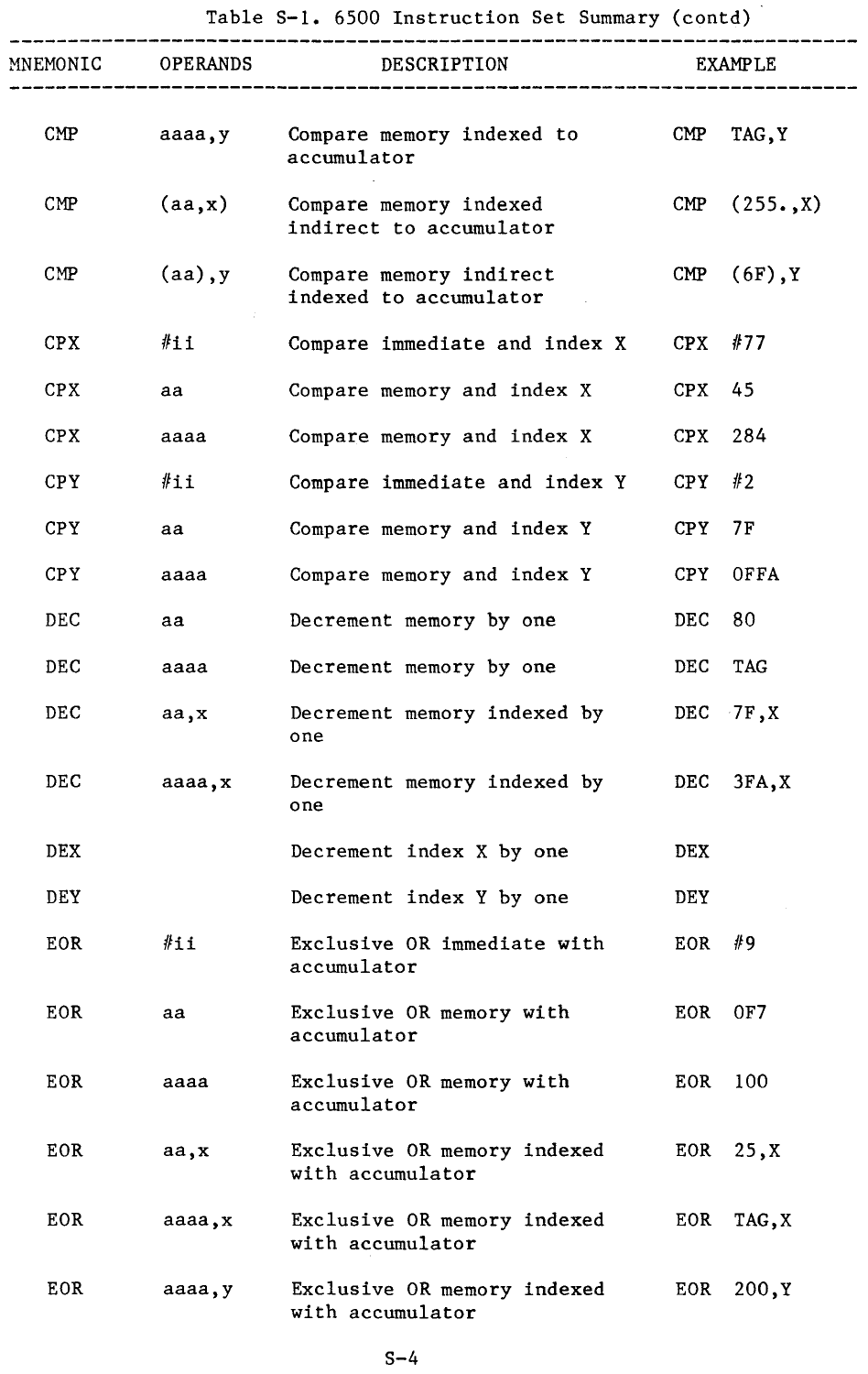Table S-1. 6500 Instruction Set Summary (contd)

| MNEMONIC | OPERANDS | DESCRIPTION | EXAMPLE |
|---|---|---|---|
| CMP | aaaa,y | Compare memory indexed to accumulator | CMP TAG,Y |
| CMP | (aa,x) | Compare memory indexed indirect to accumulator | CMP (255.,X) |
| CMP | (aa),y | Compare memory indirect indexed to accumulator | CMP (6F),Y |
| CPX | #ii | Compare immediate and index X | CPX #77 |
| CPX | aa | Compare memory and index X | CPX 45 |
| CPX | aaaa | Compare memory and index X | CPX 284 |
| CPY | #ii | Compare immediate and index Y | CPY #2 |
| CPY | aa | Compare memory and index Y | CPY 7F |
| CPY | aaaa | Compare memory and index Y | CPY 0FFA |
| DEC | aa | Decrement memory by one | DEC 80 |
| DEC | aaaa | Decrement memory by one | DEC TAG |
| DEC | aa,x | Decrement memory indexed by one | DEC 7F,X |
| DEC | aaaa,x | Decrement memory indexed by one | DEC 3FA,X |
| DEX | | Decrement index X by one | DEX |
| DEY | | Decrement index Y by one | DEY |
| EOR | #ii | Exclusive OR immediate with accumulator | EOR #9 |
| EOR | aa | Exclusive OR memory with accumulator | EOR 0F7 |
| EOR | aaaa | Exclusive OR memory with accumulator | EOR 100 |
| EOR | aa,x | Exclusive OR memory indexed with accumulator | EOR 25,X |
| EOR | aaaa,x | Exclusive OR memory indexed with accumulator | EOR TAG,X |
| EOR | aaaa,y | Exclusive OR memory indexed with accumulator | EOR 200,Y |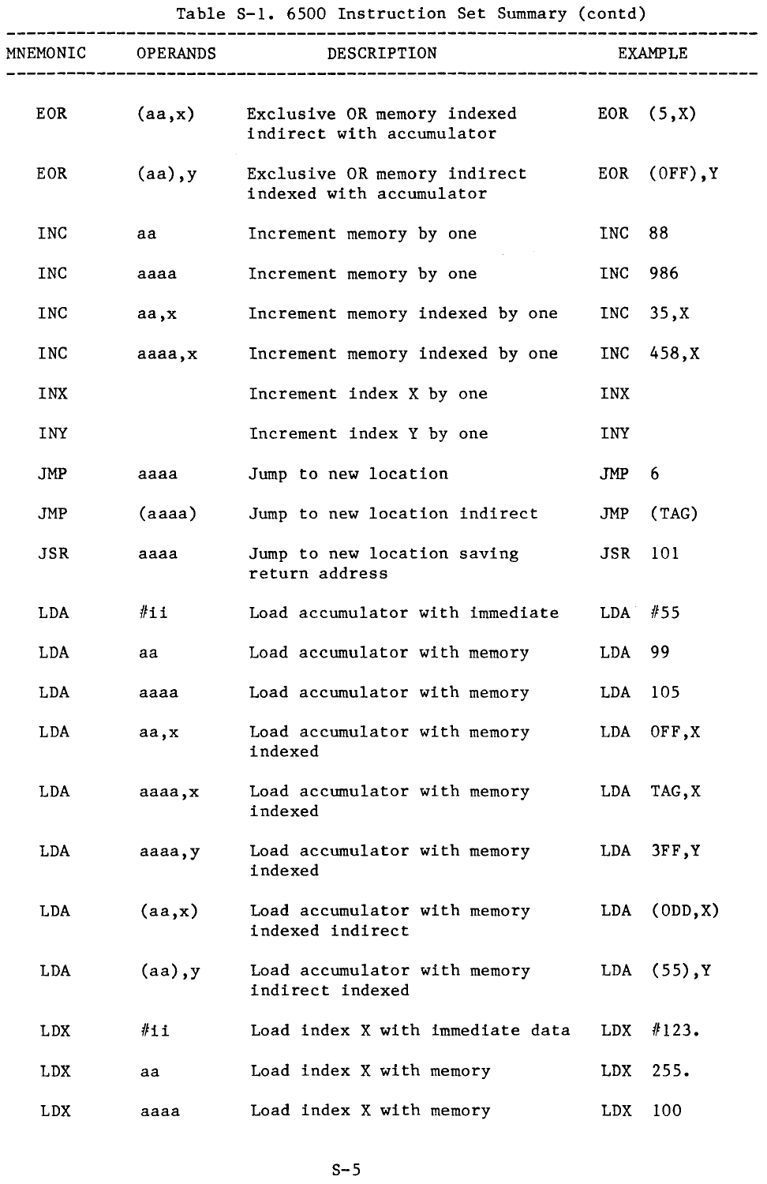Table S-1. 6500 Instruction Set Summary (contd)

| MNEMONIC | OPERANDS | DESCRIPTION | EXAMPLE |
|---|---|---|---|
| EOR | (aa,x) | Exclusive OR memory indexed indirect with accumulator | EOR (5,X) |
| EOR | (aa),y | Exclusive OR memory indirect indexed with accumulator | EOR (0FF),Y |
| INC | aa | Increment memory by one | INC 88 |
| INC | aaaa | Increment memory by one | INC 986 |
| INC | aa,x | Increment memory indexed by one | INC 35,X |
| INC | aaaa,x | Increment memory indexed by one | INC 458,X |
| INX | | Increment index X by one | INX |
| INY | | Increment index Y by one | INY |
| JMP | aaaa | Jump to new location | JMP 6 |
| JMP | (aaaa) | Jump to new location indirect | JMP (TAG) |
| JSR | aaaa | Jump to new location saving return address | JSR 101 |
| LDA | #ii | Load accumulator with immediate | LDA #55 |
| LDA | aa | Load accumulator with memory | LDA 99 |
| LDA | aaaa | Load accumulator with memory | LDA 105 |
| LDA | aa,x | Load accumulator with memory indexed | LDA 0FF,X |
| LDA | aaaa,x | Load accumulator with memory indexed | LDA TAG,X |
| LDA | aaaa,y | Load accumulator with memory indexed | LDA 3FF,Y |
| LDA | (aa,x) | Load accumulator with memory indexed indirect | LDA (0DD,X) |
| LDA | (aa),y | Load accumulator with memory indirect indexed | LDA (55),Y |
| LDX | #ii | Load index X with immediate data | LDX #123. |
| LDX | aa | Load index X with memory | LDX 255. |
| LDX | aaaa | Load index X with memory | LDX 100 |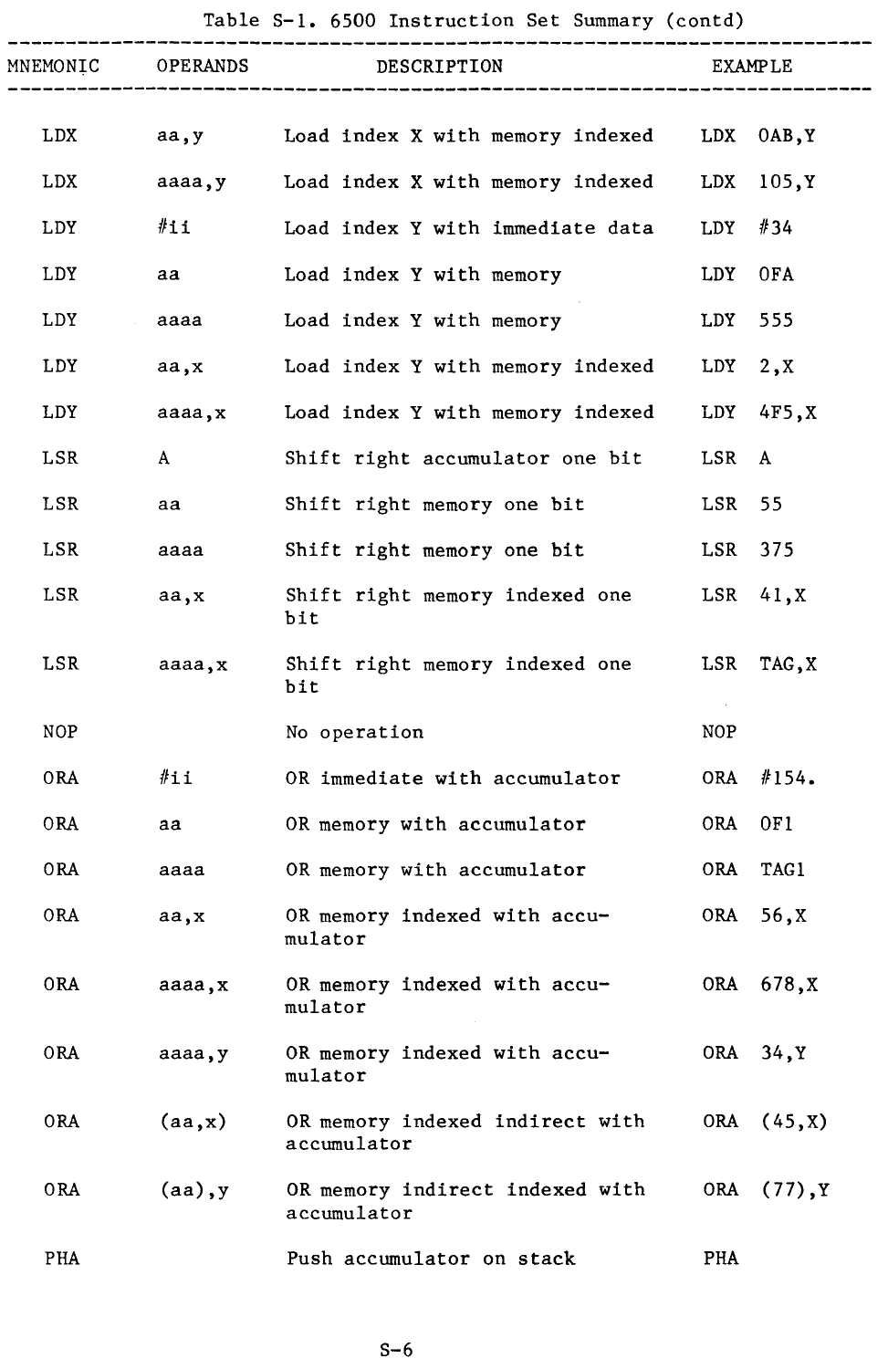Table S-1. 6500 Instruction Set Summary (contd)

| MNEMONIC | OPERANDS | DESCRIPTION | EXAMPLE |
|---|---|---|---|
| LDX | aa,y | Load index X with memory indexed | LDX 0AB,Y |
| LDX | aaaa,y | Load index X with memory indexed | LDX 105,Y |
| LDY | #ii | Load index Y with immediate data | LDY #34 |
| LDY | aa | Load index Y with memory | LDY 0FA |
| LDY | aaaa | Load index Y with memory | LDY 555 |
| LDY | aa,x | Load index Y with memory indexed | LDY 2,X |
| LDY | aaaa,x | Load index Y with memory indexed | LDY 4F5,X |
| LSR | A | Shift right accumulator one bit | LSR A |
| LSR | aa | Shift right memory one bit | LSR 55 |
| LSR | aaaa | Shift right memory one bit | LSR 375 |
| LSR | aa,x | Shift right memory indexed one bit | LSR 41,X |
| LSR | aaaa,x | Shift right memory indexed one bit | LSR TAG,X |
| NOP | | No operation | NOP |
| ORA | #ii | OR immediate with accumulator | ORA #154. |
| ORA | aa | OR memory with accumulator | ORA 0F1 |
| ORA | aaaa | OR memory with accumulator | ORA TAG1 |
| ORA | aa,x | OR memory indexed with accumulator | ORA 56,X |
| ORA | aaaa,x | OR memory indexed with accumulator | ORA 678,X |
| ORA | aaaa,y | OR memory indexed with accumulator | ORA 34,Y |
| ORA | (aa,x) | OR memory indexed indirect with accumulator | ORA (45,X) |
| ORA | (aa),y | OR memory indirect indexed with accumulator | ORA (77),Y |
| PHA | | Push accumulator on stack | PHA |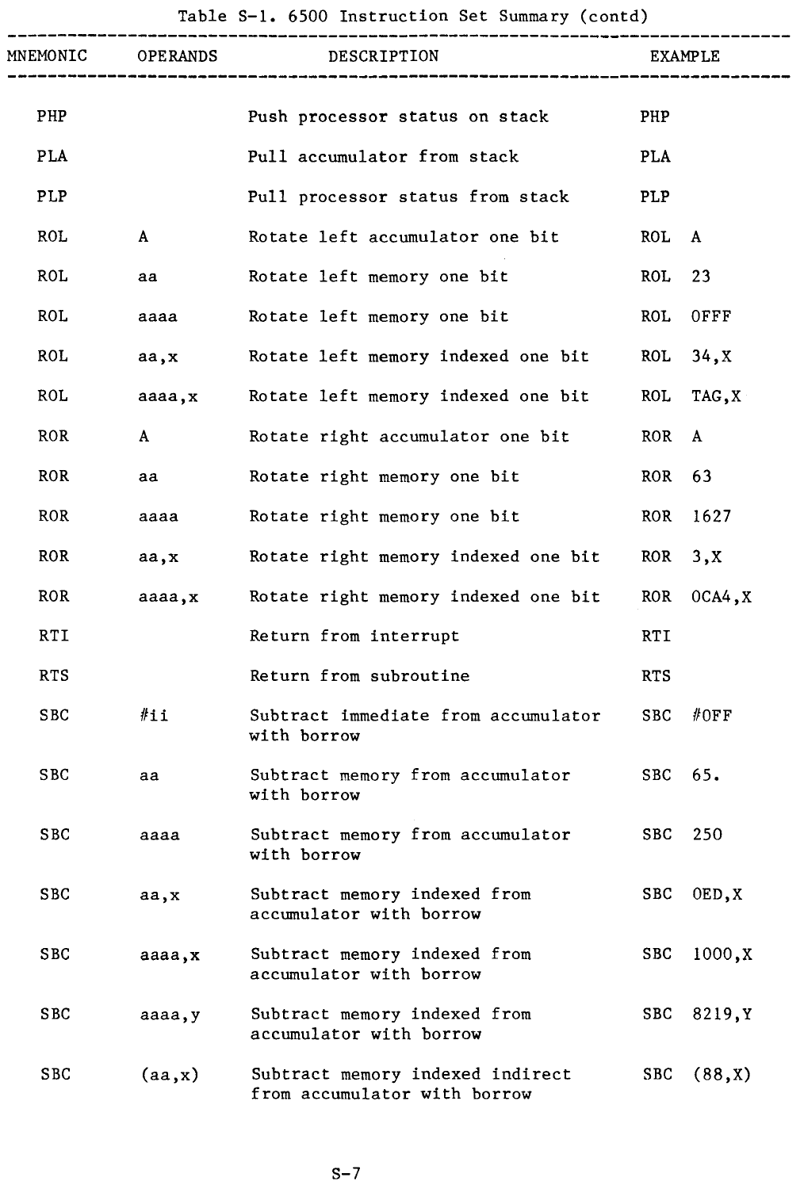Table S-1. 6500 Instruction Set Summary (contd)

| MNEMONIC | OPERANDS | DESCRIPTION | EXAMPLE |
|---|---|---|---|
| PHP | | Push processor status on stack | PHP |
| PLA | | Pull accumulator from stack | PLA |
| PLP | | Pull processor status from stack | PLP |
| ROL | A | Rotate left accumulator one bit | ROL A |
| ROL | aa | Rotate left memory one bit | ROL 23 |
| ROL | aaaa | Rotate left memory one bit | ROL 0FFF |
| ROL | aa,x | Rotate left memory indexed one bit | ROL 34,X |
| ROL | aaaa,x | Rotate left memory indexed one bit | ROL TAG,X |
| ROR | A | Rotate right accumulator one bit | ROR A |
| ROR | aa | Rotate right memory one bit | ROR 63 |
| ROR | aaaa | Rotate right memory one bit | ROR 1627 |
| ROR | aa,x | Rotate right memory indexed one bit | ROR 3,X |
| ROR | aaaa,x | Rotate right memory indexed one bit | ROR 0CA4,X |
| RTI | | Return from interrupt | RTI |
| RTS | | Return from subroutine | RTS |
| SBC | #ii | Subtract immediate from accumulator with borrow | SBC #0FF |
| SBC | aa | Subtract memory from accumulator with borrow | SBC 65. |
| SBC | aaaa | Subtract memory from accumulator with borrow | SBC 250 |
| SBC | aa,x | Subtract memory indexed from accumulator with borrow | SBC 0ED,X |
| SBC | aaaa,x | Subtract memory indexed from accumulator with borrow | SBC 1000,X |
| SBC | aaaa,y | Subtract memory indexed from accumulator with borrow | SBC 8219,Y |
| SBC | (aa,x) | Subtract memory indexed indirect from accumulator with borrow | SBC (88,X) |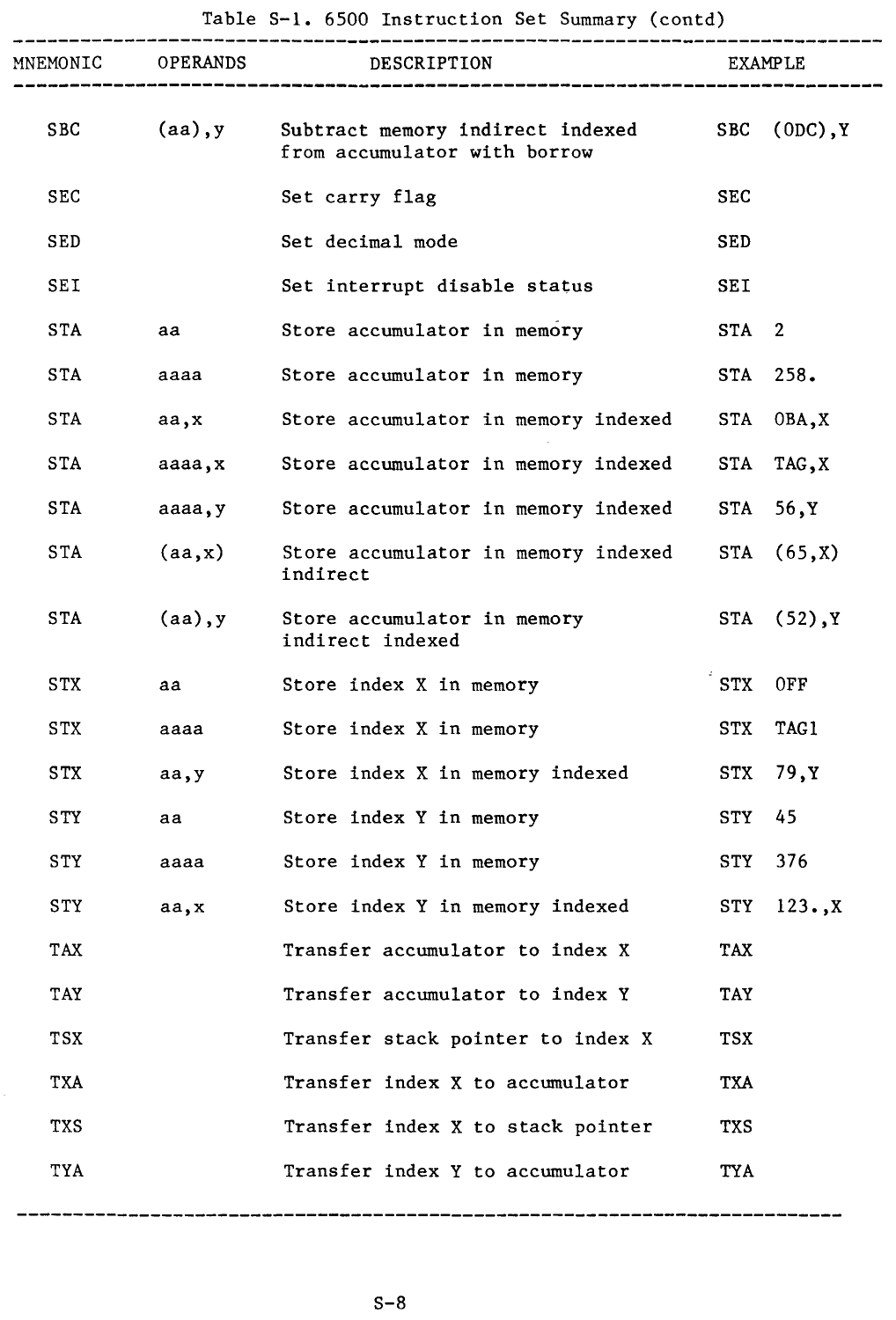Table S-1. 6500 Instruction Set Summary (contd)

| MNEMONIC | OPERANDS | DESCRIPTION | EXAMPLE |
|---|---|---|---|
| SBC | (aa),y | Subtract memory indirect indexed from accumulator with borrow | SBC (0DC),Y |
| SEC | | Set carry flag | SEC |
| SED | | Set decimal mode | SED |
| SEI | | Set interrupt disable status | SEI |
| STA | aa | Store accumulator in memory | STA 2 |
| STA | aaaa | Store accumulator in memory | STA 258. |
| STA | aa,x | Store accumulator in memory indexed | STA 0BA,X |
| STA | aaaa,x | Store accumulator in memory indexed | STA TAG,X |
| STA | aaaa,y | Store accumulator in memory indexed | STA 56,Y |
| STA | (aa,x) | Store accumulator in memory indexed indirect | STA (65,X) |
| STA | (aa),y | Store accumulator in memory indirect indexed | STA (52),Y |
| STX | aa | Store index X in memory | STX 0FF |
| STX | aaaa | Store index X in memory | STX TAG1 |
| STX | aa,y | Store index X in memory indexed | STX 79,Y |
| STY | aa | Store index Y in memory | STY 45 |
| STY | aaaa | Store index Y in memory | STY 376 |
| STY | aa,x | Store index Y in memory indexed | STY 123.,X |
| TAX | | Transfer accumulator to index X | TAX |
| TAY | | Transfer accumulator to index Y | TAY |
| TSX | | Transfer stack pointer to index X | TSX |
| TXA | | Transfer index X to accumulator | TXA |
| TXS | | Transfer index X to stack pointer | TXS |
| TYA | | Transfer index Y to accumulator | TYA |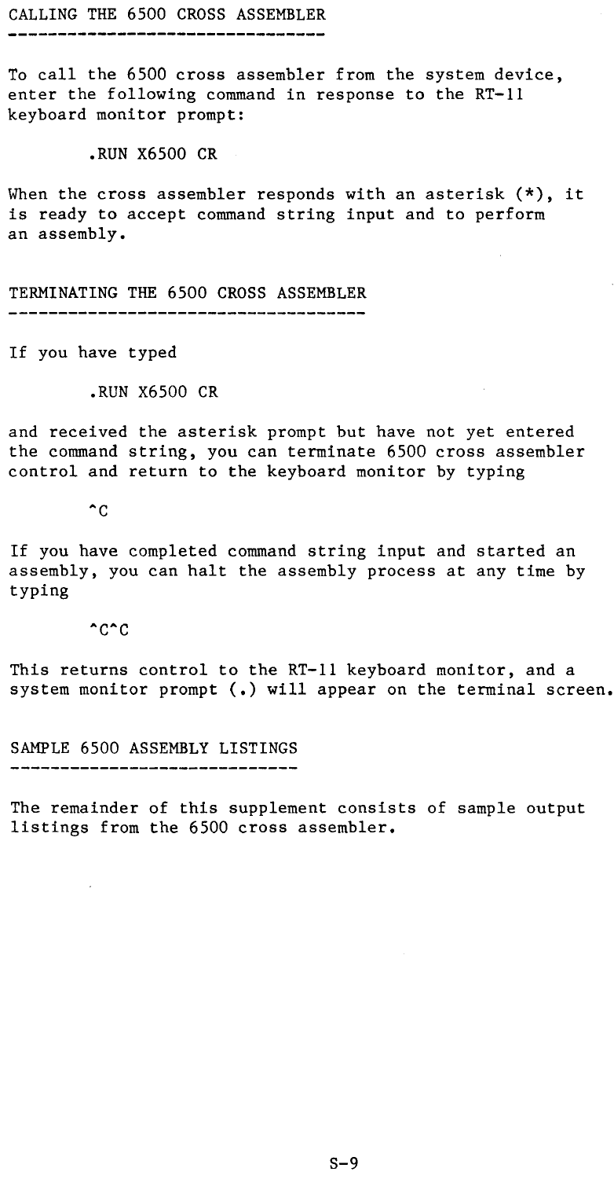## CALLING THE 6500 CROSS ASSEMBLER

To call the 6500 cross assembler from the system device, enter the following command in response to the RT-11 keyboard monitor prompt:

```
.RUN X6500 CR
```

When the cross assembler responds with an asterisk (*), it is ready to accept command string input and to perform an assembly.

## TERMINATING THE 6500 CROSS ASSEMBLER

If you have typed

```
.RUN X6500 CR
```

and received the asterisk prompt but have not yet entered the command string, you can terminate 6500 cross assembler control and return to the keyboard monitor by typing

```
^C
```

If you have completed command string input and started an assembly, you can halt the assembly process at any time by typing

```
^C^C
```

This returns control to the RT-11 keyboard monitor, and a system monitor prompt (.) will appear on the terminal screen.

## SAMPLE 6500 ASSEMBLY LISTINGS

The remainder of this supplement consists of sample output listings from the 6500 cross assembler.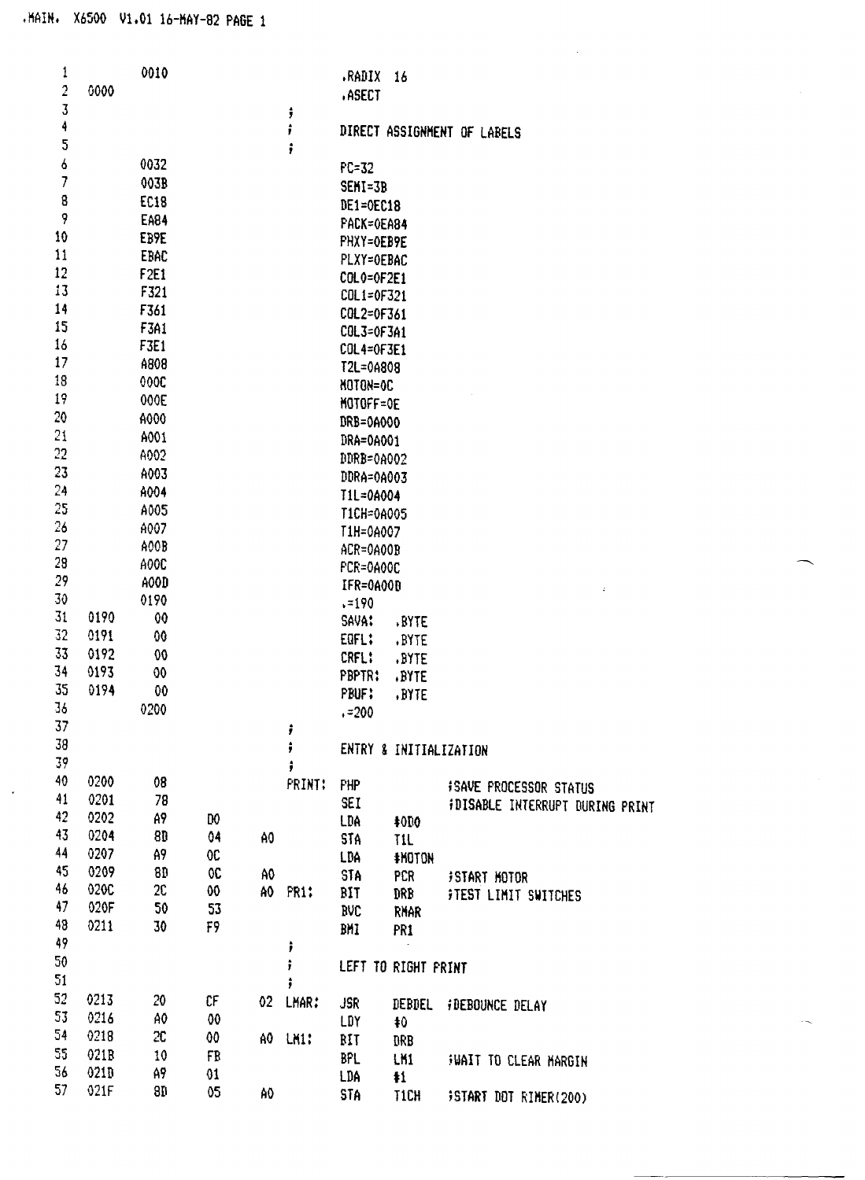```
.MAIN.  X6500  V1.01 16-MAY-82 PAGE 1

 1          0010                              .RADIX  16
 2    0000                                    .ASECT
 3                                    ;
 4                                    ;       DIRECT ASSIGNMENT OF LABELS
 5                                    ;
 6          0032                              PC=32
 7          003B                              SEMI=3B
 8          EC18                              DE1=0EC18
 9          EA84                              PACK=0EA84
10          EB9E                              PHXY=0EB9E
11          EBAC                              PLXY=0EBAC
12          F2E1                              COL0=0F2E1
13          F321                              COL1=0F321
14          F361                              COL2=0F361
15          F3A1                              COL3=0F3A1
16          F3E1                              COL4=0F3E1
17          A808                              T2L=0A808
18          000C                              MOTON=0C
19          000E                              MOTOFF=0E
20          A000                              DRB=0A000
21          A001                              DRA=0A001
22          A002                              DDRB=0A002
23          A003                              DDRA=0A003
24          A004                              T1L=0A004
25          A005                              T1CH=0A005
26          A007                              T1H=0A007
27          A00B                              ACR=0A00B
28          A00C                              PCR=0A00C
29          A00D                              IFR=0A00D
30          0190                              .=190
31    0190   00                               SAVA:   .BYTE
32    0191   00                               EOFL:   .BYTE
33    0192   00                               CRFL:   .BYTE
34    0193   00                               PBPTR:  .BYTE
35    0194   00                               PBUF:   .BYTE
36          0200                              .=200
37                                    ;
38                                    ;       ENTRY & INITIALIZATION
39                                    ;
40    0200   08                       PRINT:  PHP             ;SAVE PROCESSOR STATUS
41    0201   78                               SEI             ;DISABLE INTERRUPT DURING PRINT
42    0202   A9    D0                         LDA     #0D0
43    0204   8D    04    A0                   STA     T1L
44    0207   A9    0C                         LDA     #MOTON
45    0209   8D    0C    A0                   STA     PCR     ;START MOTOR
46    020C   2C    00    A0   PR1:            BIT     DRB     ;TEST LIMIT SWITCHES
47    020F   50    53                         BVC     RMAR
48    0211   30    F9                         BMI     PR1
49                                    ;
50                                    ;       LEFT TO RIGHT PRINT
51                                    ;
52    0213   20    CF    02   LMAR:           JSR     DEBDEL  ;DEBOUNCE DELAY
53    0216   A0    00                         LDY     #0
54    0218   2C    00    A0   LM1:            BIT     DRB
55    021B   10    FB                         BPL     LM1     ;WAIT TO CLEAR MARGIN
56    021D   A9    01                         LDA     #1
57    021F   8D    05    A0                   STA     T1CH    ;START DOT RIMER(200)
```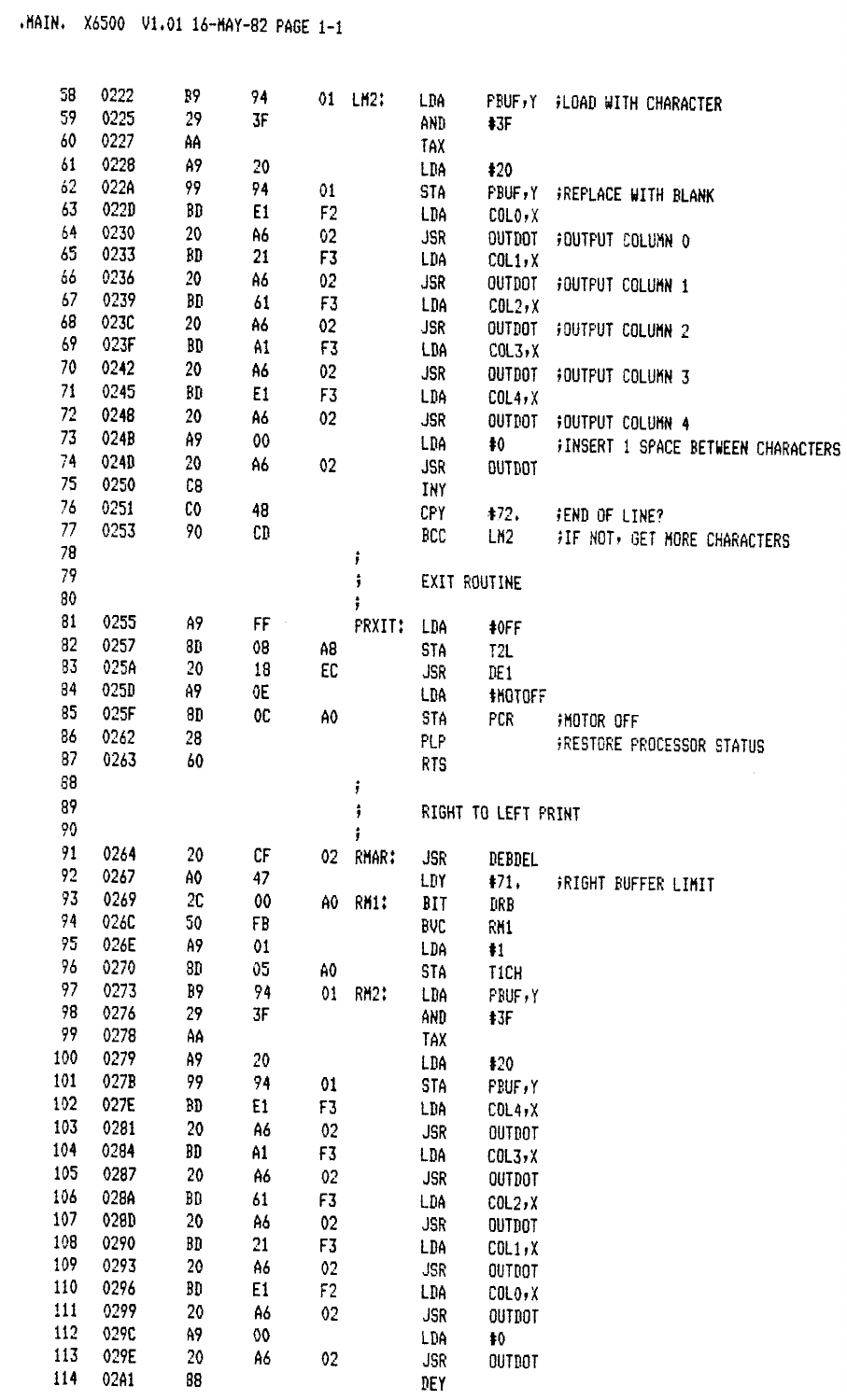```
.MAIN.  X6500  V1.01 16-MAY-82 PAGE 1-1


  58  0222   B9    94    01  LM2:    LDA     PBUF,Y  ;LOAD WITH CHARACTER
  59  0225   29    3F                AND     #3F
  60  0227   AA                      TAX
  61  0228   A9    20                LDA     #20
  62  022A   99    94    01          STA     PBUF,Y  ;REPLACE WITH BLANK
  63  022D   BD    E1    F2          LDA     COL0,X
  64  0230   20    A6    02          JSR     OUTDOT  ;OUTPUT COLUMN 0
  65  0233   BD    21    F3          LDA     COL1,X
  66  0236   20    A6    02          JSR     OUTDOT  ;OUTPUT COLUMN 1
  67  0239   BD    61    F3          LDA     COL2,X
  68  023C   20    A6    02          JSR     OUTDOT  ;OUTPUT COLUMN 2
  69  023F   BD    A1    F3          LDA     COL3,X
  70  0242   20    A6    02          JSR     OUTDOT  ;OUTPUT COLUMN 3
  71  0245   BD    E1    F3          LDA     COL4,X
  72  0248   20    A6    02          JSR     OUTDOT  ;OUTPUT COLUMN 4
  73  024B   A9    00                LDA     #0      ;INSERT 1 SPACE BETWEEN CHARACTERS
  74  024D   20    A6    02          JSR     OUTDOT
  75  0250   C8                      INY
  76  0251   C0    48                CPY     #72.    ;END OF LINE?
  77  0253   90    CD                BCC     LM2     ;IF NOT, GET MORE CHARACTERS
  78                             ;
  79                             ;       EXIT ROUTINE
  80                             ;
  81  0255   A9    FF        PRXIT:  LDA     #0FF
  82  0257   8D    08    A8          STA     T2L
  83  025A   20    18    EC          JSR     DE1
  84  025D   A9    0E                LDA     #MOTOFF
  85  025F   8D    0C    A0          STA     PCR     ;MOTOR OFF
  86  0262   28                      PLP             ;RESTORE PROCESSOR STATUS
  87  0263   60                      RTS
  88                             ;
  89                             ;       RIGHT TO LEFT PRINT
  90                             ;
  91  0264   20    CF    02  RMAR:   JSR     DEBDEL
  92  0267   A0    47                LDY     #71.    ;RIGHT BUFFER LIMIT
  93  0269   2C    00    A0  RM1:    BIT     DRB
  94  026C   50    FB                BVC     RM1
  95  026E   A9    01                LDA     #1
  96  0270   8D    05    A0          STA     T1CH
  97  0273   B9    94    01  RM2:    LDA     PBUF,Y
  98  0276   29    3F                AND     #3F
  99  0278   AA                      TAX
 100  0279   A9    20                LDA     #20
 101  027B   99    94    01          STA     PBUF,Y
 102  027E   BD    E1    F3          LDA     COL4,X
 103  0281   20    A6    02          JSR     OUTDOT
 104  0284   BD    A1    F3          LDA     COL3,X
 105  0287   20    A6    02          JSR     OUTDOT
 106  028A   BD    61    F3          LDA     COL2,X
 107  028D   20    A6    02          JSR     OUTDOT
 108  0290   BD    21    F3          LDA     COL1,X
 109  0293   20    A6    02          JSR     OUTDOT
 110  0296   BD    E1    F2          LDA     COL0,X
 111  0299   20    A6    02          JSR     OUTDOT
 112  029C   A9    00                LDA     #0
 113  029E   20    A6    02          JSR     OUTDOT
 114  02A1   88                      DEY
```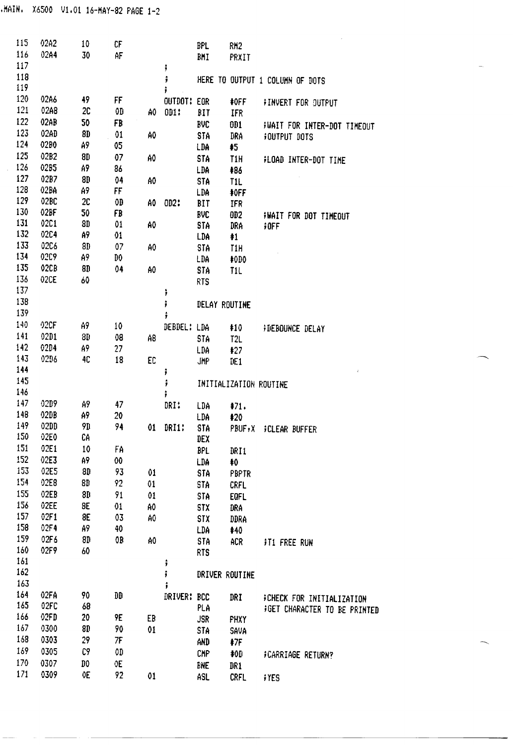```
115  02A2   10  CF          BPL   RM2
116  02A4   30  AF          BMI   PRXIT
117                     ;
118                     ;     HERE TO OUTPUT 1 COLUMN OF DOTS
119                     ;
120  02A6   49  FF      OUTDOT: EOR   #0FF    ;INVERT FOR OUTPUT
121  02A8   2C  0D  A0  OD1:  BIT   IFR
122  02AB   50  FB          BVC   OD1     ;WAIT FOR INTER-DOT TIMEOUT
123  02AD   8D  01  A0      STA   DRA     ;OUTPUT DOTS
124  02B0   A9  05          LDA   #5
125  02B2   8D  07  A0      STA   T1H     ;LOAD INTER-DOT TIME
126  02B5   A9  86          LDA   #86
127  02B7   8D  04  A0      STA   T1L
128  02BA   A9  FF          LDA   #0FF
129  02BC   2C  0D  A0  OD2:  BIT   IFR
130  02BF   50  FB          BVC   OD2     ;WAIT FOR DOT TIMEOUT
131  02C1   8D  01  A0      STA   DRA     ;OFF
132  02C4   A9  01          LDA   #1
133  02C6   8D  07  A0      STA   T1H
134  02C9   A9  D0          LDA   #0D0
135  02CB   8D  04  A0      STA   T1L
136  02CE   60              RTS
137                     ;
138                     ;     DELAY ROUTINE
139                     ;
140  02CF   A9  10      DEBDEL: LDA   #10     ;DEBOUNCE DELAY
141  02D1   8D  08  A8      STA   T2L
142  02D4   A9  27          LDA   #27
143  02D6   4C  18  EC      JMP   DE1
144                     ;
145                     ;     INITIALIZATION ROUTINE
146                     ;
147  02D9   A9  47      DRI:  LDA   #71.
148  02DB   A9  20          LDA   #20
149  02DD   9D  94  01  DRI1: STA   PBUF,X  ;CLEAR BUFFER
150  02E0   CA              DEX
151  02E1   10  FA          BPL   DRI1
152  02E3   A9  00          LDA   #0
153  02E5   8D  93  01      STA   PBPTR
154  02E8   8D  92  01      STA   CRFL
155  02EB   8D  91  01      STA   EOFL
156  02EE   8E  01  A0      STX   DRA
157  02F1   8E  03  A0      STX   DDRA
158  02F4   A9  40          LDA   #40
159  02F6   8D  0B  A0      STA   ACR     ;T1 FREE RUN
160  02F9   60              RTS
161                     ;
162                     ;     DRIVER ROUTINE
163                     ;
164  02FA   90  DD      DRIVER: BCC   DRI     ;CHECK FOR INITIALIZATION
165  02FC   68              PLA           ;GET CHARACTER TO BE PRINTED
166  02FD   20  9E  EB      JSR   PHXY
167  0300   8D  90  01      STA   SAVA
168  0303   29  7F          AND   #7F
169  0305   C9  0D          CMP   #0D     ;CARRIAGE RETURN?
170  0307   D0  0E          BNE   DR1
171  0309   0E  92  01      ASL   CRFL    ;YES
```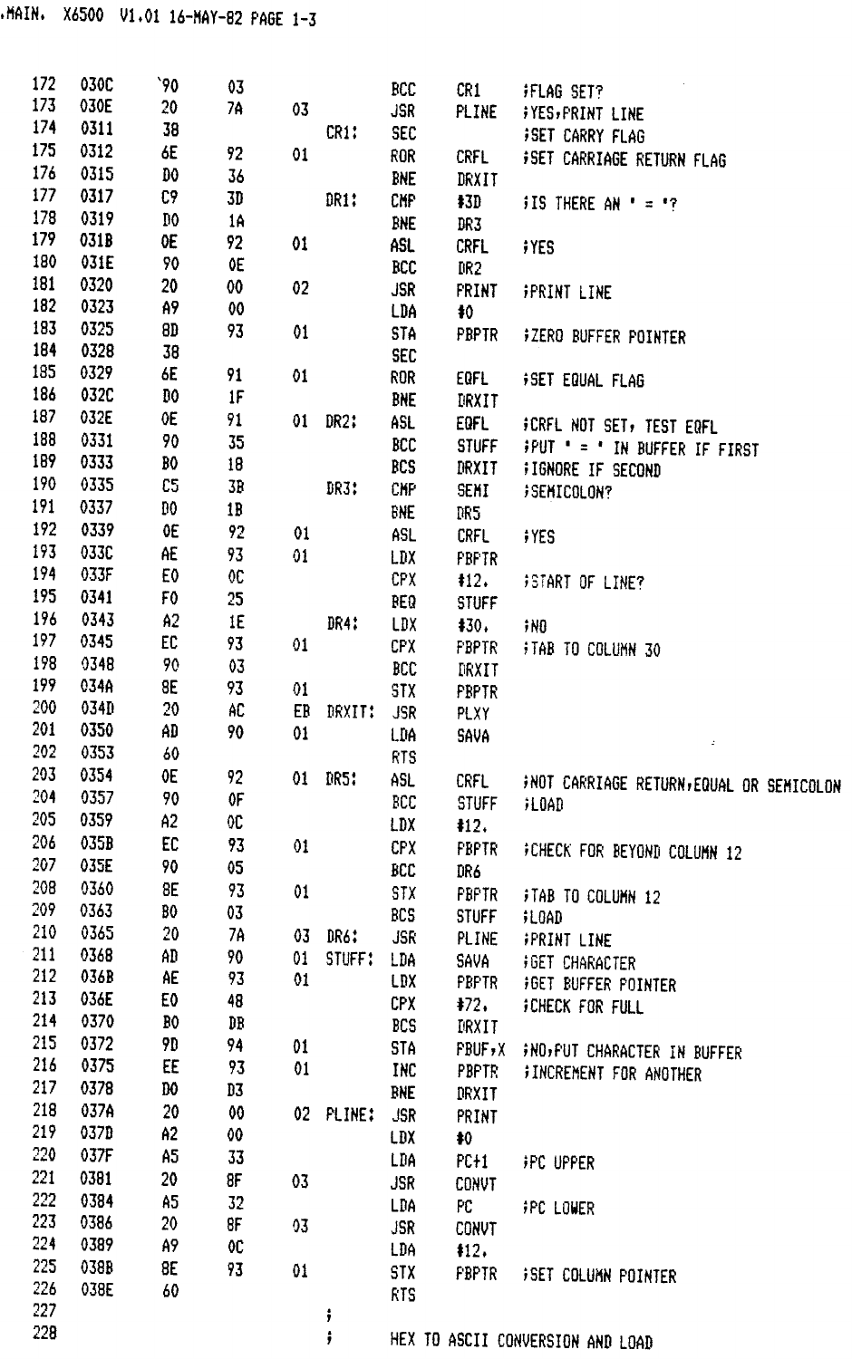```
.MAIN.  X6500  V1.01 16-MAY-82 PAGE 1-3


  172  030C   90    03                  BCC     CR1       ;FLAG SET?
  173  030E   20    7A    03            JSR     PLINE     ;YES,PRINT LINE
  174  0311   38                CR1:    SEC               ;SET CARRY FLAG
  175  0312   6E    92    01            ROR     CRFL      ;SET CARRIAGE RETURN FLAG
  176  0315   D0    36                  BNE     DRXIT
  177  0317   C9    3D          DR1:    CMP     #3D       ;IS THERE AN ' = '?
  178  0319   D0    1A                  BNE     DR3
  179  031B   0E    92    01            ASL     CRFL      ;YES
  180  031E   90    0E                  BCC     DR2
  181  0320   20    00    02            JSR     PRINT     ;PRINT LINE
  182  0323   A9    00                  LDA     #0
  183  0325   8D    93    01            STA     PBPTR     ;ZERO BUFFER POINTER
  184  0328   38                        SEC
  185  0329   6E    91    01            ROR     EQFL      ;SET EQUAL FLAG
  186  032C   D0    1F                  BNE     DRXIT
  187  032E   0E    91    01   DR2:     ASL     EQFL      ;CRFL NOT SET, TEST EQFL
  188  0331   90    35                  BCC     STUFF     ;PUT ' = ' IN BUFFER IF FIRST
  189  0333   B0    18                  BCS     DRXIT     ;IGNORE IF SECOND
  190  0335   C5    3B          DR3:    CMP     SEMI      ;SEMICOLON?
  191  0337   D0    1B                  BNE     DR5
  192  0339   0E    92    01            ASL     CRFL      ;YES
  193  033C   AE    93    01            LDX     PBPTR
  194  033F   E0    0C                  CPX     #12.      ;START OF LINE?
  195  0341   F0    25                  BEQ     STUFF
  196  0343   A2    1E          DR4:    LDX     #30.      ;NO
  197  0345   EC    93    01            CPX     PBPTR     ;TAB TO COLUMN 30
  198  0348   90    03                  BCC     DRXIT
  199  034A   8E    93    01            STX     PBPTR
  200  034D   20    AC    EB   DRXIT:   JSR     PLXY
  201  0350   AD    90    01            LDA     SAVA
  202  0353   60                        RTS
  203  0354   0E    92    01   DR5:     ASL     CRFL      ;NOT CARRIAGE RETURN,EQUAL OR SEMICOLON
  204  0357   90    0F                  BCC     STUFF     ;LOAD
  205  0359   A2    0C                  LDX     #12.
  206  035B   EC    93    01            CPX     PBPTR     ;CHECK FOR BEYOND COLUMN 12
  207  035E   90    05                  BCC     DR6
  208  0360   8E    93    01            STX     PBPTR     ;TAB TO COLUMN 12
  209  0363   B0    03                  BCS     STUFF     ;LOAD
  210  0365   20    7A    03   DR6:     JSR     PLINE     ;PRINT LINE
  211  0368   AD    90    01   STUFF:   LDA     SAVA      ;GET CHARACTER
  212  036B   AE    93    01            LDX     PBPTR     ;GET BUFFER POINTER
  213  036E   E0    48                  CPX     #72.      ;CHECK FOR FULL
  214  0370   B0    DB                  BCS     DRXIT
  215  0372   9D    94    01            STA     PBUF,X    ;NO,PUT CHARACTER IN BUFFER
  216  0375   EE    93    01            INC     PBPTR     ;INCREMENT FOR ANOTHER
  217  0378   D0    D3                  BNE     DRXIT
  218  037A   20    00    02   PLINE:   JSR     PRINT
  219  037D   A2    00                  LDX     #0
  220  037F   A5    33                  LDA     PC+1      ;PC UPPER
  221  0381   20    8F    03            JSR     CONVT
  222  0384   A5    32                  LDA     PC        ;PC LOWER
  223  0386   20    8F    03            JSR     CONVT
  224  0389   A9    0C                  LDA     #12.
  225  038B   8E    93    01            STX     FBPTR     ;SET COLUMN POINTER
  226  038E   60                        RTS
  227                                ;
  228                                ;        HEX TO ASCII CONVERSION AND LOAD
```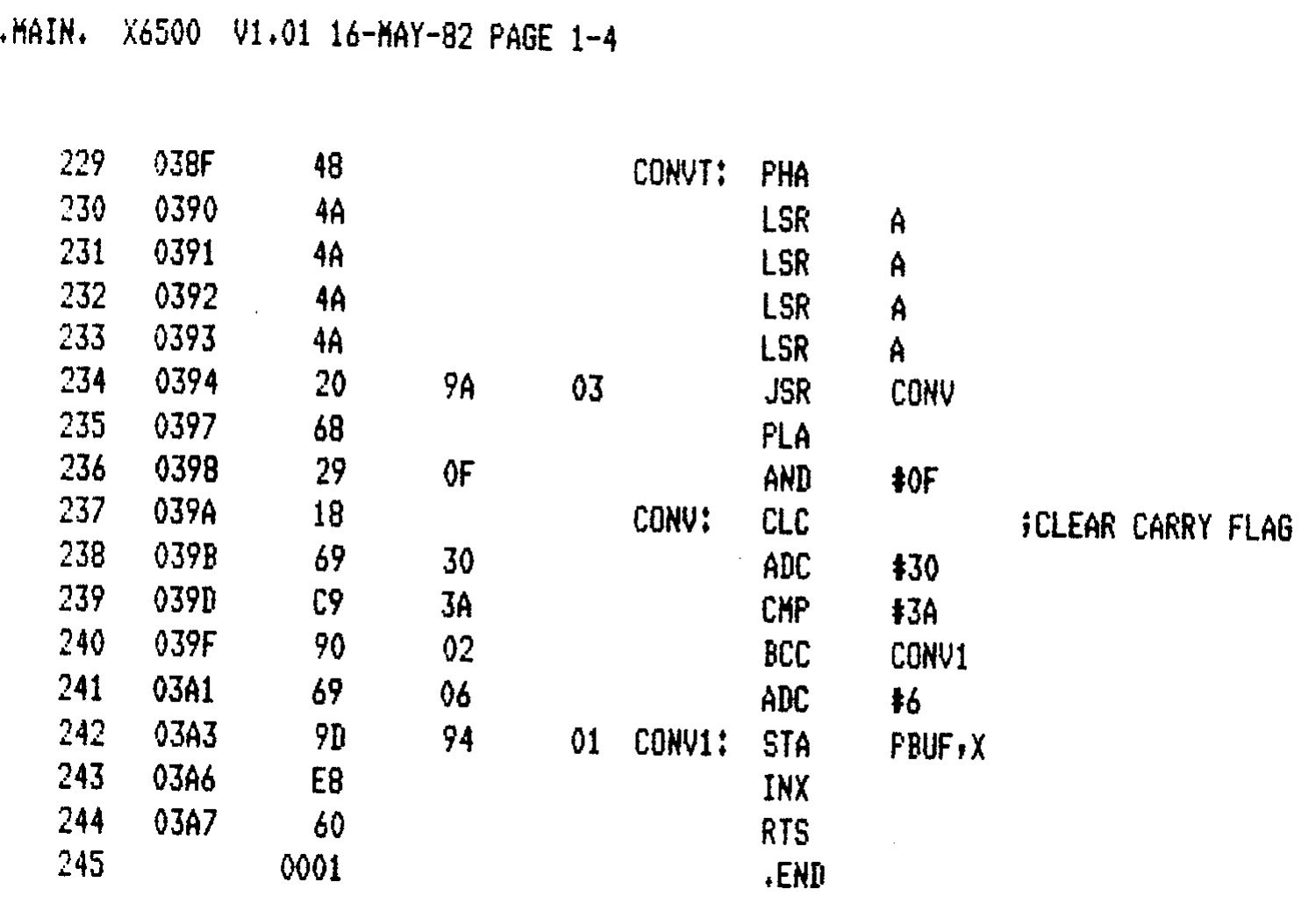```
.MAIN.  X6500  V1.01 16-MAY-82 PAGE 1-4

  229   038F      48                    CONVT:  PHA
  230   0390      4A                            LSR     A
  231   0391      4A                            LSR     A
  232   0392      4A                            LSR     A
  233   0393      4A                            LSR     A
  234   0394      20     9A     03                JSR     CONV
  235   0397      68                            PLA
  236   0398      29     0F                       AND     #0F
  237   039A      18                    CONV:   CLC                     ;CLEAR CARRY FLAG
  238   039B      69     30                       ADC     #30
  239   039D      C9     3A                       CMP     #3A
  240   039F      90     02                       BCC     CONV1
  241   03A1      69     06                       ADC     #6
  242   03A3      9D     94     01        CONV1:  STA     PBUF,X
  243   03A6      E8                            INX
  244   03A7      60                            RTS
  245            0001                           .END
```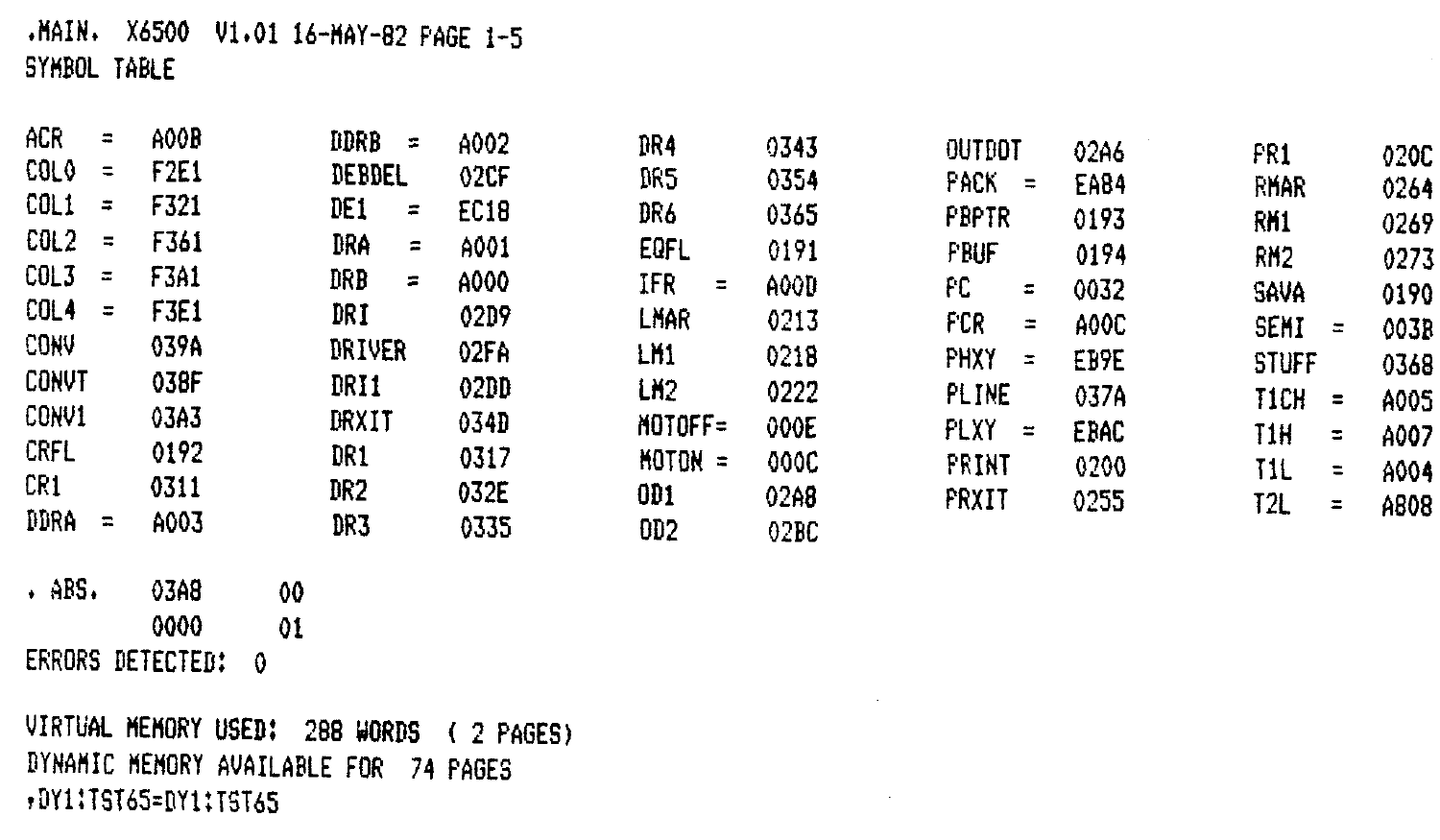```
.MAIN.  X6500  V1.01 16-MAY-82 PAGE 1-5
SYMBOL TABLE

ACR    =  A00B      DDRB   =  A002      DR4      0343      OUTDOT    02A6      PR1      020C
COL0   =  F2E1      DEBDEL    02CF      DR5      0354      PACK   =  EA84      RMAR     0264
COL1   =  F321      DE1    =  EC18      DR6      0365      PBPTR     0193      RM1      0269
COL2   =  F361      DRA    =  A001      EQFL     0191      PBUF      0194      RM2      0273
COL3   =  F3A1      DRB    =  A000      IFR   =  A00D      PC     =  0032      SAVA     0190
COL4   =  F3E1      DRI       02D9      LMAR     0213      PCR    =  A00C      SEMI  =  003B
CONV      039A      DRIVER    02FA      LM1      0218      PHXY   =  EB9E      STUFF    0368
CONVT     038F      DRI1      02DD      LM2      0222      PLINE     037A      T1CH  =  A005
CONV1     03A3      DRXIT     034D      MOTOFF=  000E      PLXY   =  EBAC      T1H   =  A007
CRFL      0192      DR1       0317      MOTON =  000C      PRINT     0200      T1L   =  A004
CR1       0311      DR2       032E      OD1      02A8      PRXIT     0255      T2L   =  A808
DDRA   =  A003      DR3       0335      OD2      02BC

. ABS.    03A8      00
          0000      01
ERRORS DETECTED:  0

VIRTUAL MEMORY USED:  288 WORDS  ( 2 PAGES)
DYNAMIC MEMORY AVAILABLE FOR  74 PAGES
.DY1:TST65=DY1:TST65
```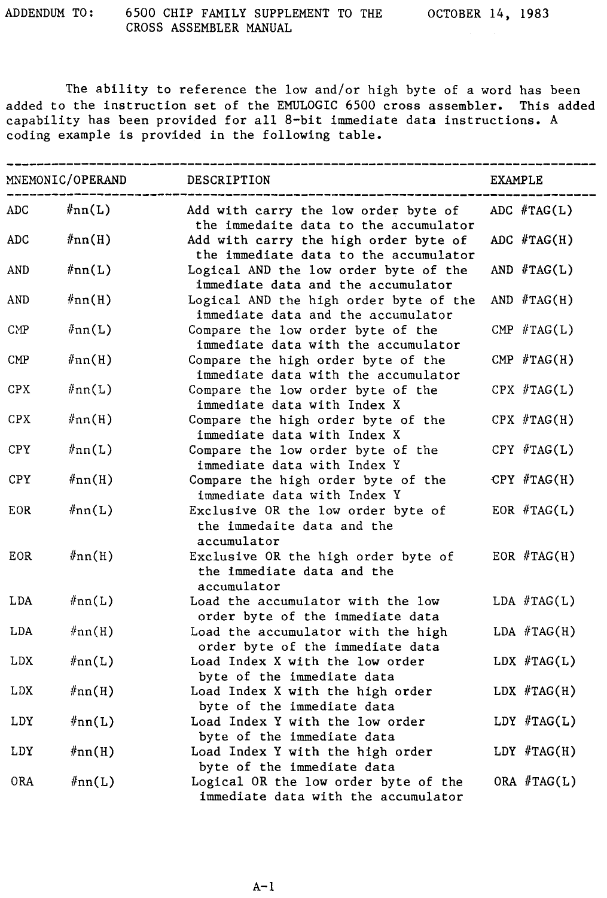ADDENDUM TO: 6500 CHIP FAMILY SUPPLEMENT TO THE CROSS ASSEMBLER MANUAL — OCTOBER 14, 1983

The ability to reference the low and/or high byte of a word has been added to the instruction set of the EMULOGIC 6500 cross assembler. This added capability has been provided for all 8-bit immediate data instructions. A coding example is provided in the following table.

| MNEMONIC/OPERAND | | DESCRIPTION | EXAMPLE |
|---|---|---|---|
| ADC | #nn(L) | Add with carry the low order byte of the immedaite data to the accumulator | ADC #TAG(L) |
| ADC | #nn(H) | Add with carry the high order byte of the immediate data to the accumulator | ADC #TAG(H) |
| AND | #nn(L) | Logical AND the low order byte of the immediate data and the accumulator | AND #TAG(L) |
| AND | #nn(H) | Logical AND the high order byte of the immediate data and the accumulator | AND #TAG(H) |
| CMP | #nn(L) | Compare the low order byte of the immediate data with the accumulator | CMP #TAG(L) |
| CMP | #nn(H) | Compare the high order byte of the immediate data with the accumulator | CMP #TAG(H) |
| CPX | #nn(L) | Compare the low order byte of the immediate data with Index X | CPX #TAG(L) |
| CPX | #nn(H) | Compare the high order byte of the immediate data with Index X | CPX #TAG(H) |
| CPY | #nn(L) | Compare the low order byte of the immediate data with Index Y | CPY #TAG(L) |
| CPY | #nn(H) | Compare the high order byte of the immediate data with Index Y | CPY #TAG(H) |
| EOR | #nn(L) | Exclusive OR the low order byte of the immedaite data and the accumulator | EOR #TAG(L) |
| EOR | #nn(H) | Exclusive OR the high order byte of the immediate data and the accumulator | EOR #TAG(H) |
| LDA | #nn(L) | Load the accumulator with the low order byte of the immediate data | LDA #TAG(L) |
| LDA | #nn(H) | Load the accumulator with the high order byte of the immediate data | LDA #TAG(H) |
| LDX | #nn(L) | Load Index X with the low order byte of the immediate data | LDX #TAG(L) |
| LDX | #nn(H) | Load Index X with the high order byte of the immediate data | LDX #TAG(H) |
| LDY | #nn(L) | Load Index Y with the low order byte of the immediate data | LDY #TAG(L) |
| LDY | #nn(H) | Load Index Y with the high order byte of the immediate data | LDY #TAG(H) |
| ORA | #nn(L) | Logical OR the low order byte of the immediate data with the accumulator | ORA #TAG(L) |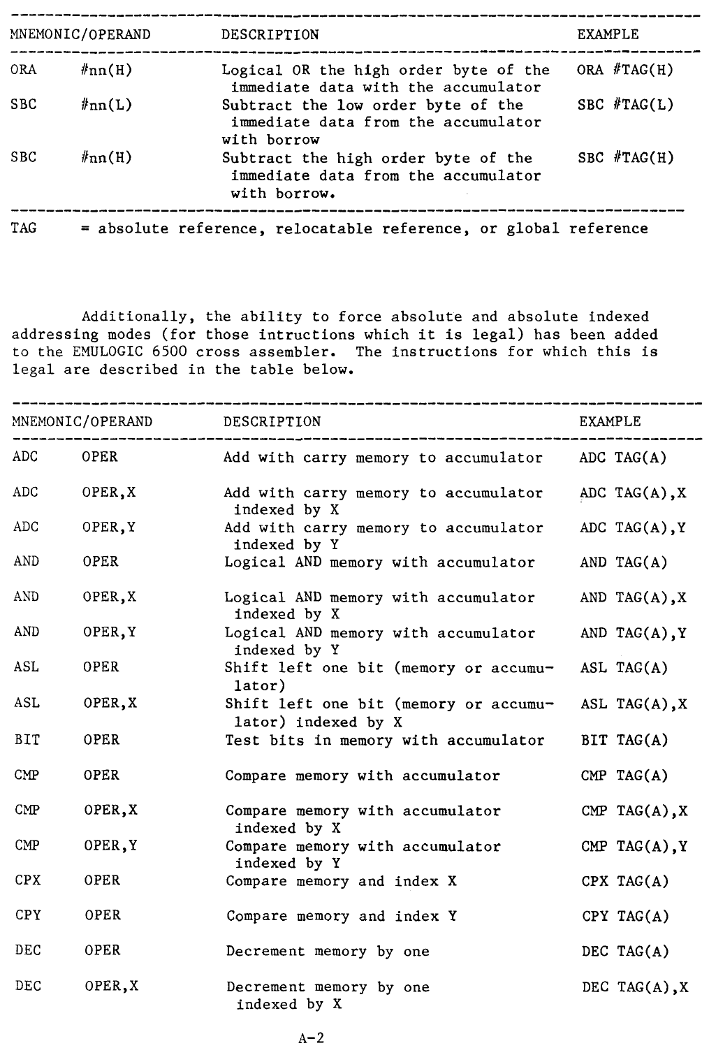| MNEMONIC | OPERAND | DESCRIPTION | EXAMPLE |
|---|---|---|---|
| ORA | #nn(H) | Logical OR the high order byte of the immediate data with the accumulator | ORA #TAG(H) |
| SBC | #nn(L) | Subtract the low order byte of the immediate data from the accumulator with borrow | SBC #TAG(L) |
| SBC | #nn(H) | Subtract the high order byte of the immediate data from the accumulator with borrow. | SBC #TAG(H) |

TAG = absolute reference, relocatable reference, or global reference

Additionally, the ability to force absolute and absolute indexed addressing modes (for those intructions which it is legal) has been added to the EMULOGIC 6500 cross assembler. The instructions for which this is legal are described in the table below.

| MNEMONIC | OPERAND | DESCRIPTION | EXAMPLE |
|---|---|---|---|
| ADC | OPER | Add with carry memory to accumulator | ADC TAG(A) |
| ADC | OPER,X | Add with carry memory to accumulator indexed by X | ADC TAG(A),X |
| ADC | OPER,Y | Add with carry memory to accumulator indexed by Y | ADC TAG(A),Y |
| AND | OPER | Logical AND memory with accumulator | AND TAG(A) |
| AND | OPER,X | Logical AND memory with accumulator indexed by X | AND TAG(A),X |
| AND | OPER,Y | Logical AND memory with accumulator indexed by Y | AND TAG(A),Y |
| ASL | OPER | Shift left one bit (memory or accumulator) | ASL TAG(A) |
| ASL | OPER,X | Shift left one bit (memory or accumulator) indexed by X | ASL TAG(A),X |
| BIT | OPER | Test bits in memory with accumulator | BIT TAG(A) |
| CMP | OPER | Compare memory with accumulator | CMP TAG(A) |
| CMP | OPER,X | Compare memory with accumulator indexed by X | CMP TAG(A),X |
| CMP | OPER,Y | Compare memory with accumulator indexed by Y | CMP TAG(A),Y |
| CPX | OPER | Compare memory and index X | CPX TAG(A) |
| CPY | OPER | Compare memory and index Y | CPY TAG(A) |
| DEC | OPER | Decrement memory by one | DEC TAG(A) |
| DEC | OPER,X | Decrement memory by one indexed by X | DEC TAG(A),X |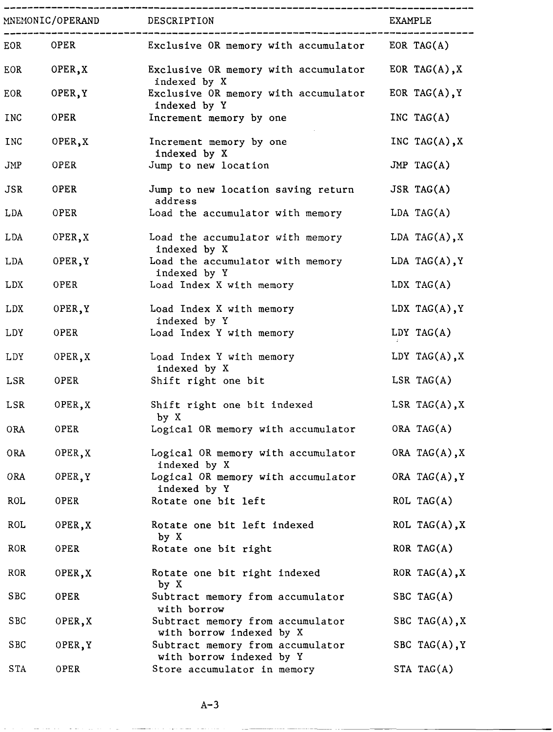| MNEMONIC/OPERAND | | DESCRIPTION | EXAMPLE |
|---|---|---|---|
| EOR | OPER | Exclusive OR memory with accumulator | EOR TAG(A) |
| EOR | OPER,X | Exclusive OR memory with accumulator indexed by X | EOR TAG(A),X |
| EOR | OPER,Y | Exclusive OR memory with accumulator indexed by Y | EOR TAG(A),Y |
| INC | OPER | Increment memory by one | INC TAG(A) |
| INC | OPER,X | Increment memory by one indexed by X | INC TAG(A),X |
| JMP | OPER | Jump to new location | JMP TAG(A) |
| JSR | OPER | Jump to new location saving return address | JSR TAG(A) |
| LDA | OPER | Load the accumulator with memory | LDA TAG(A) |
| LDA | OPER,X | Load the accumulator with memory indexed by X | LDA TAG(A),X |
| LDA | OPER,Y | Load the accumulator with memory indexed by Y | LDA TAG(A),Y |
| LDX | OPER | Load Index X with memory | LDX TAG(A) |
| LDX | OPER,Y | Load Index X with memory indexed by Y | LDX TAG(A),Y |
| LDY | OPER | Load Index Y with memory | LDY TAG(A) |
| LDY | OPER,X | Load Index Y with memory indexed by X | LDY TAG(A),X |
| LSR | OPER | Shift right one bit | LSR TAG(A) |
| LSR | OPER,X | Shift right one bit indexed by X | LSR TAG(A),X |
| ORA | OPER | Logical OR memory with accumulator | ORA TAG(A) |
| ORA | OPER,X | Logical OR memory with accumulator indexed by X | ORA TAG(A),X |
| ORA | OPER,Y | Logical OR memory with accumulator indexed by Y | ORA TAG(A),Y |
| ROL | OPER | Rotate one bit left | ROL TAG(A) |
| ROL | OPER,X | Rotate one bit left indexed by X | ROL TAG(A),X |
| ROR | OPER | Rotate one bit right | ROR TAG(A) |
| ROR | OPER,X | Rotate one bit right indexed by X | ROR TAG(A),X |
| SBC | OPER | Subtract memory from accumulator with borrow | SBC TAG(A) |
| SBC | OPER,X | Subtract memory from accumulator with borrow indexed by X | SBC TAG(A),X |
| SBC | OPER,Y | Subtract memory from accumulator with borrow indexed by Y | SBC TAG(A),Y |
| STA | OPER | Store accumulator in memory | STA TAG(A) |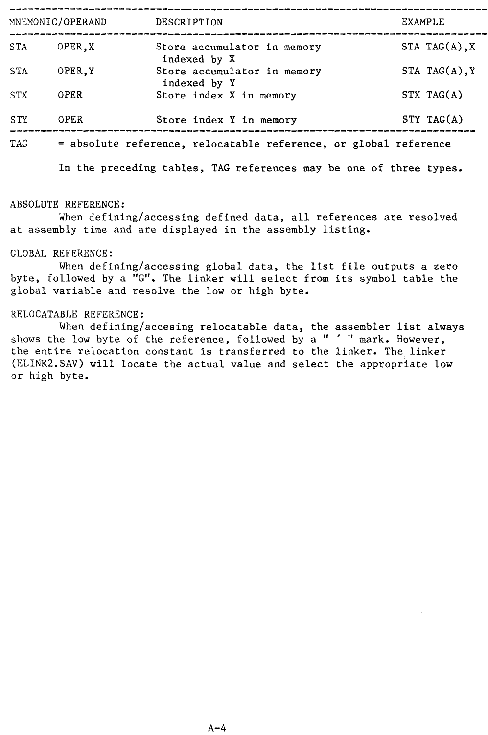| MNEMONIC/OPERAND | | DESCRIPTION | EXAMPLE |
|---|---|---|---|
| STA | OPER,X | Store accumulator in memory indexed by X | STA TAG(A),X |
| STA | OPER,Y | Store accumulator in memory indexed by Y | STA TAG(A),Y |
| STX | OPER | Store index X in memory | STX TAG(A) |
| STY | OPER | Store index Y in memory | STY TAG(A) |

TAG = absolute reference, relocatable reference, or global reference

In the preceding tables, TAG references may be one of three types.

ABSOLUTE REFERENCE:

When defining/accessing defined data, all references are resolved at assembly time and are displayed in the assembly listing.

GLOBAL REFERENCE:

When defining/accessing global data, the list file outputs a zero byte, followed by a "G". The linker will select from its symbol table the global variable and resolve the low or high byte.

RELOCATABLE REFERENCE:

When defining/accesing relocatable data, the assembler list always shows the low byte of the reference, followed by a " ' " mark. However, the entire relocation constant is transferred to the linker. The linker (ELINK2.SAV) will locate the actual value and select the appropriate low or high byte.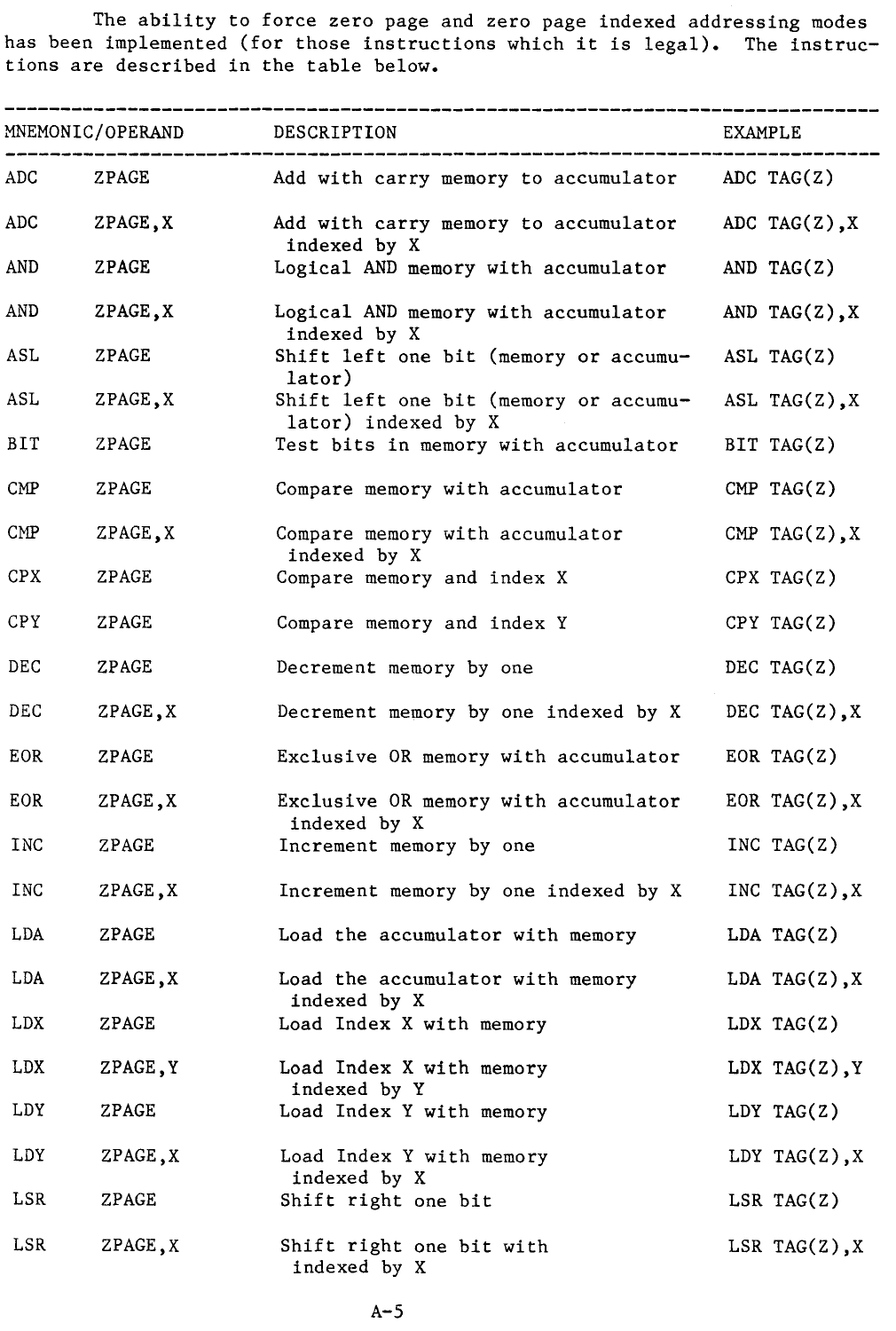The ability to force zero page and zero page indexed addressing modes has been implemented (for those instructions which it is legal). The instructions are described in the table below.

| MNEMONIC | OPERAND | DESCRIPTION | EXAMPLE |
|---|---|---|---|
| ADC | ZPAGE | Add with carry memory to accumulator | ADC TAG(Z) |
| ADC | ZPAGE,X | Add with carry memory to accumulator indexed by X | ADC TAG(Z),X |
| AND | ZPAGE | Logical AND memory with accumulator | AND TAG(Z) |
| AND | ZPAGE,X | Logical AND memory with accumulator indexed by X | AND TAG(Z),X |
| ASL | ZPAGE | Shift left one bit (memory or accumulator) | ASL TAG(Z) |
| ASL | ZPAGE,X | Shift left one bit (memory or accumulator) indexed by X | ASL TAG(Z),X |
| BIT | ZPAGE | Test bits in memory with accumulator | BIT TAG(Z) |
| CMP | ZPAGE | Compare memory with accumulator | CMP TAG(Z) |
| CMP | ZPAGE,X | Compare memory with accumulator indexed by X | CMP TAG(Z),X |
| CPX | ZPAGE | Compare memory and index X | CPX TAG(Z) |
| CPY | ZPAGE | Compare memory and index Y | CPY TAG(Z) |
| DEC | ZPAGE | Decrement memory by one | DEC TAG(Z) |
| DEC | ZPAGE,X | Decrement memory by one indexed by X | DEC TAG(Z),X |
| EOR | ZPAGE | Exclusive OR memory with accumulator | EOR TAG(Z) |
| EOR | ZPAGE,X | Exclusive OR memory with accumulator indexed by X | EOR TAG(Z),X |
| INC | ZPAGE | Increment memory by one | INC TAG(Z) |
| INC | ZPAGE,X | Increment memory by one indexed by X | INC TAG(Z),X |
| LDA | ZPAGE | Load the accumulator with memory | LDA TAG(Z) |
| LDA | ZPAGE,X | Load the accumulator with memory indexed by X | LDA TAG(Z),X |
| LDX | ZPAGE | Load Index X with memory | LDX TAG(Z) |
| LDX | ZPAGE,Y | Load Index X with memory indexed by Y | LDX TAG(Z),Y |
| LDY | ZPAGE | Load Index Y with memory | LDY TAG(Z) |
| LDY | ZPAGE,X | Load Index Y with memory indexed by X | LDY TAG(Z),X |
| LSR | ZPAGE | Shift right one bit | LSR TAG(Z) |
| LSR | ZPAGE,X | Shift right one bit with indexed by X | LSR TAG(Z),X |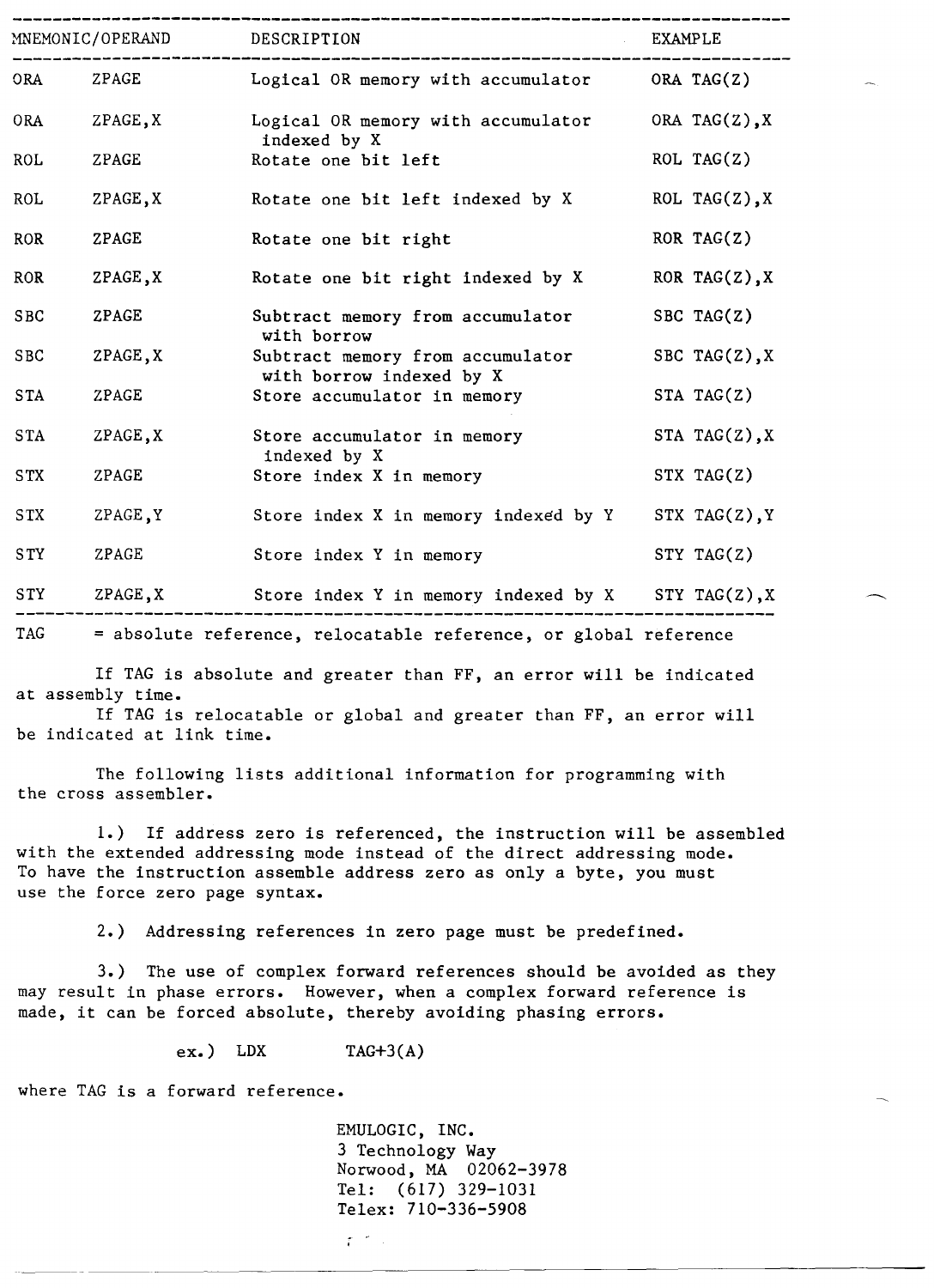| MNEMONIC | OPERAND | DESCRIPTION | EXAMPLE |
|---|---|---|---|
| ORA | ZPAGE | Logical OR memory with accumulator | ORA TAG(Z) |
| ORA | ZPAGE,X | Logical OR memory with accumulator indexed by X | ORA TAG(Z),X |
| ROL | ZPAGE | Rotate one bit left | ROL TAG(Z) |
| ROL | ZPAGE,X | Rotate one bit left indexed by X | ROL TAG(Z),X |
| ROR | ZPAGE | Rotate one bit right | ROR TAG(Z) |
| ROR | ZPAGE,X | Rotate one bit right indexed by X | ROR TAG(Z),X |
| SBC | ZPAGE | Subtract memory from accumulator with borrow | SBC TAG(Z) |
| SBC | ZPAGE,X | Subtract memory from accumulator with borrow indexed by X | SBC TAG(Z),X |
| STA | ZPAGE | Store accumulator in memory | STA TAG(Z) |
| STA | ZPAGE,X | Store accumulator in memory indexed by X | STA TAG(Z),X |
| STX | ZPAGE | Store index X in memory | STX TAG(Z) |
| STX | ZPAGE,Y | Store index X in memory indexed by Y | STX TAG(Z),Y |
| STY | ZPAGE | Store index Y in memory | STY TAG(Z) |
| STY | ZPAGE,X | Store index Y in memory indexed by X | STY TAG(Z),X |

TAG = absolute reference, relocatable reference, or global reference

If TAG is absolute and greater than FF, an error will be indicated at assembly time.

If TAG is relocatable or global and greater than FF, an error will be indicated at link time.

The following lists additional information for programming with the cross assembler.

1.) If address zero is referenced, the instruction will be assembled with the extended addressing mode instead of the direct addressing mode. To have the instruction assemble address zero as only a byte, you must use the force zero page syntax.

2.) Addressing references in zero page must be predefined.

3.) The use of complex forward references should be avoided as they may result in phase errors. However, when a complex forward reference is made, it can be forced absolute, thereby avoiding phasing errors.

ex.) LDX TAG+3(A)

where TAG is a forward reference.

EMULOGIC, INC.
3 Technology Way
Norwood, MA 02062-3978
Tel: (617) 329-1031
Telex: 710-336-5908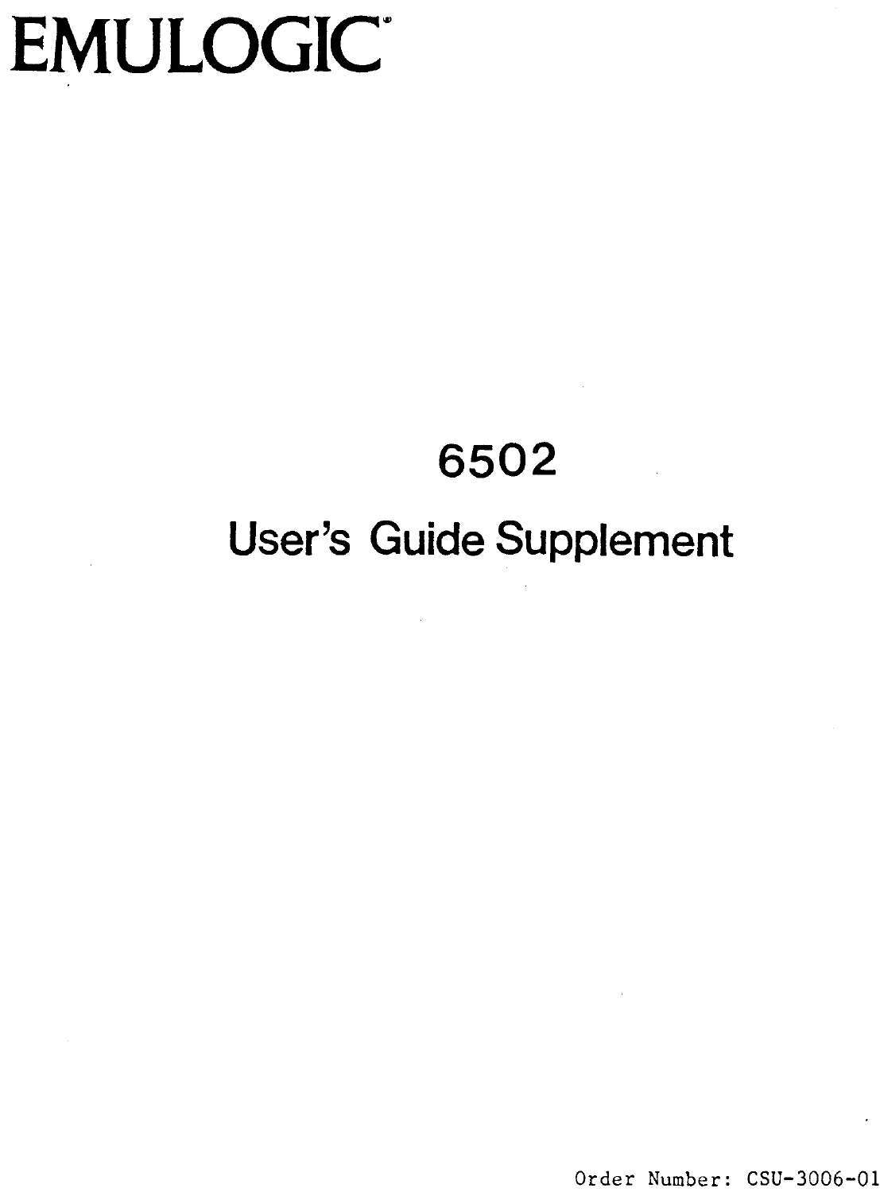# EMULOGIC®

## 6502

## User's Guide Supplement

Order Number: CSU-3006-01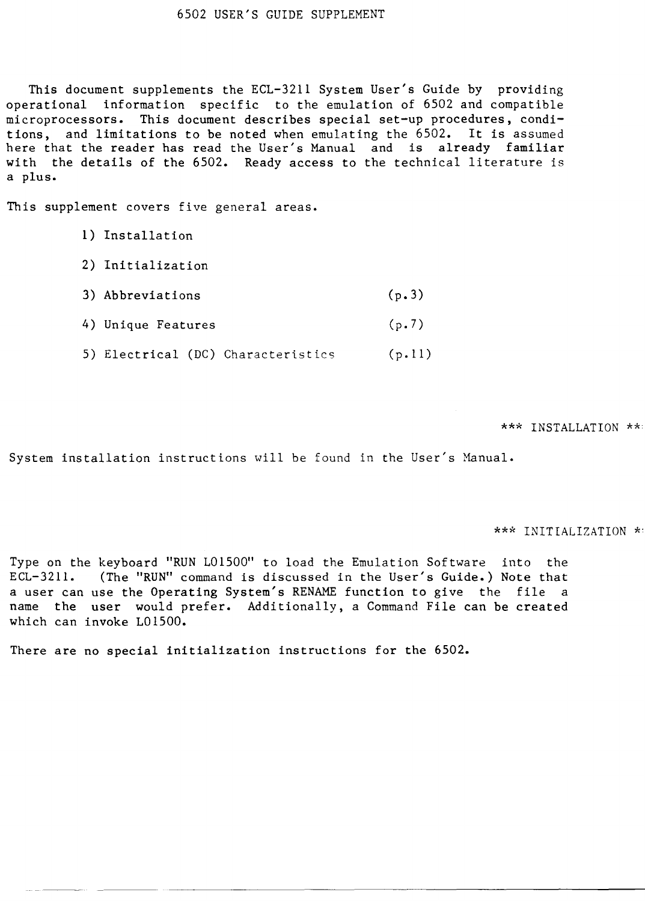# 6502 USER'S GUIDE SUPPLEMENT

This document supplements the ECL-3211 System User's Guide by providing operational information specific to the emulation of 6502 and compatible microprocessors. This document describes special set-up procedures, conditions, and limitations to be noted when emulating the 6502. It is assumed here that the reader has read the User's Manual and is already familiar with the details of the 6502. Ready access to the technical literature is a plus.

This supplement covers five general areas.

1) Installation
2) Initialization
3) Abbreviations (p.3)
4) Unique Features (p.7)
5) Electrical (DC) Characteristics (p.11)

## *** INSTALLATION ***

System installation instructions will be found in the User's Manual.

## *** INITIALIZATION ***

Type on the keyboard "RUN L01500" to load the Emulation Software into the ECL-3211. (The "RUN" command is discussed in the User's Guide.) Note that a user can use the Operating System's RENAME function to give the file a name the user would prefer. Additionally, a Command File can be created which can invoke L01500.

There are no special initialization instructions for the 6502.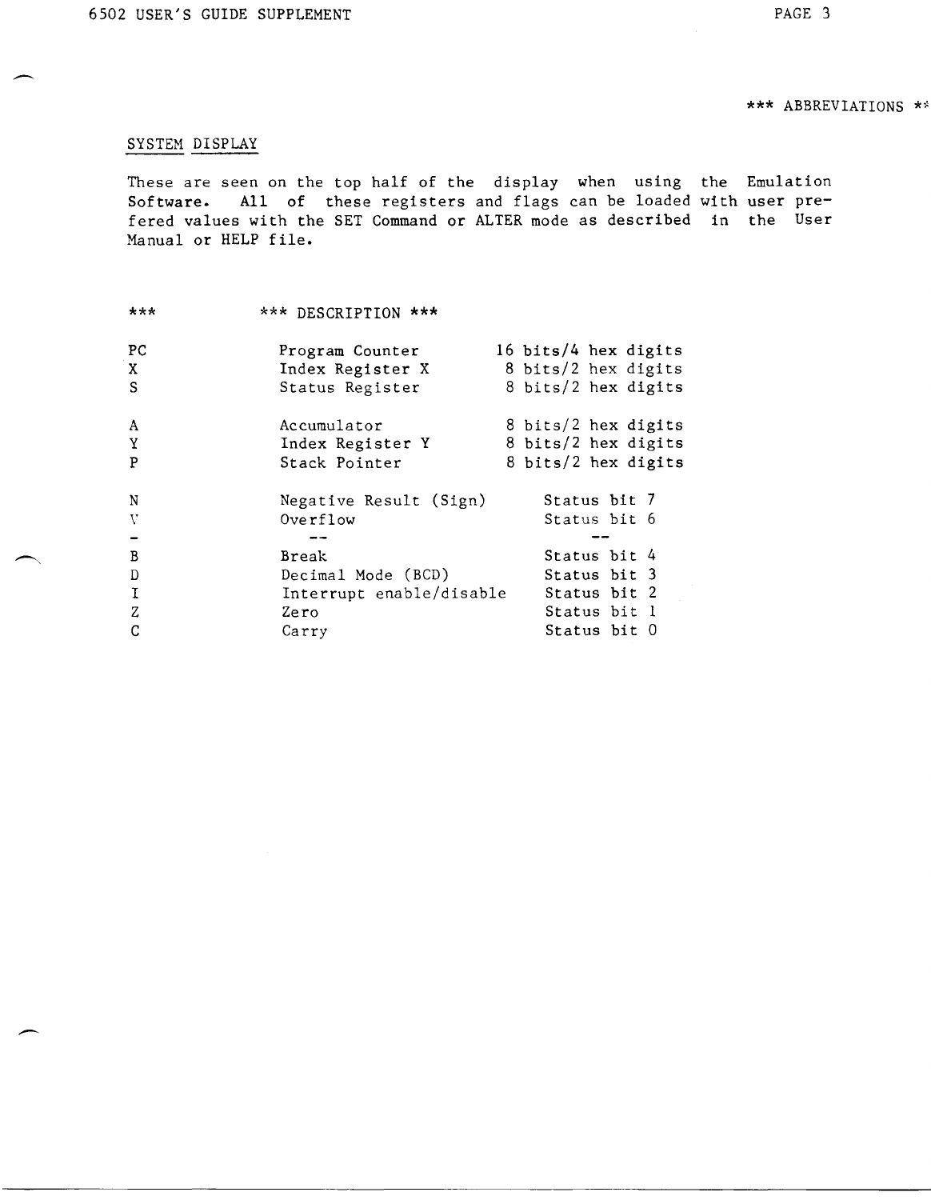*** ABBREVIATIONS ***

## SYSTEM DISPLAY

These are seen on the top half of the display when using the Emulation Software. All of these registers and flags can be loaded with user prefered values with the SET Command or ALTER mode as described in the User Manual or HELP file.

| *** | *** DESCRIPTION *** | |
|---|---|---|
| PC | Program Counter | 16 bits/4 hex digits |
| X | Index Register X | 8 bits/2 hex digits |
| S | Status Register | 8 bits/2 hex digits |
| | | |
| A | Accumulator | 8 bits/2 hex digits |
| Y | Index Register Y | 8 bits/2 hex digits |
| P | Stack Pointer | 8 bits/2 hex digits |
| | | |
| N | Negative Result (Sign) | Status bit 7 |
| V | Overflow | Status bit 6 |
| - | -- | -- |
| B | Break | Status bit 4 |
| D | Decimal Mode (BCD) | Status bit 3 |
| I | Interrupt enable/disable | Status bit 2 |
| Z | Zero | Status bit 1 |
| C | Carry | Status bit 0 |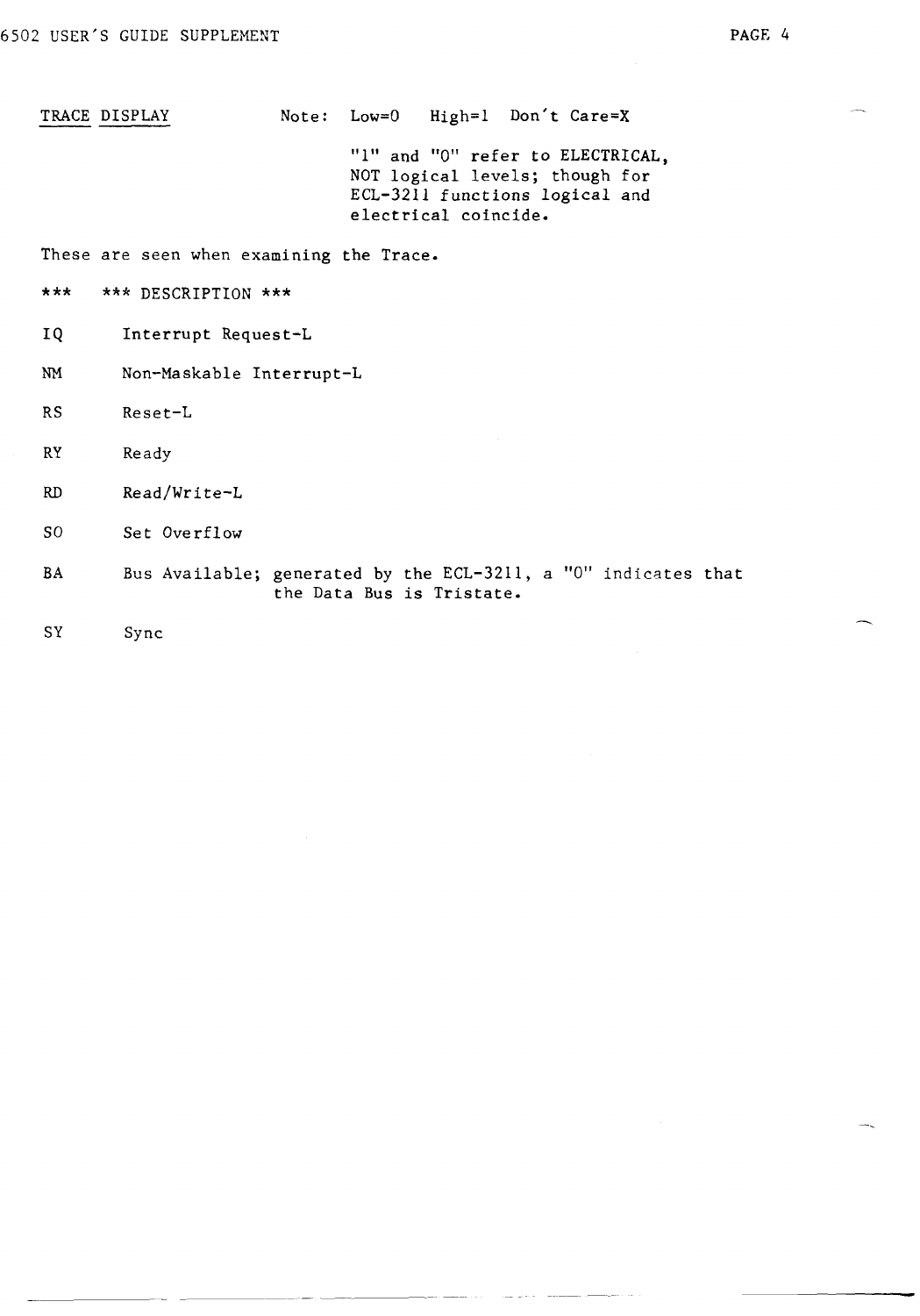## TRACE DISPLAY

Note: Low=0 High=1 Don't Care=X

"1" and "0" refer to ELECTRICAL, NOT logical levels; though for ECL-3211 functions logical and electrical coincide.

These are seen when examining the Trace.

| *** | *** DESCRIPTION *** |
|---|---|
| IQ | Interrupt Request-L |
| NM | Non-Maskable Interrupt-L |
| RS | Reset-L |
| RY | Ready |
| RD | Read/Write-L |
| SO | Set Overflow |
| BA | Bus Available; generated by the ECL-3211, a "0" indicates that the Data Bus is Tristate. |
| SY | Sync |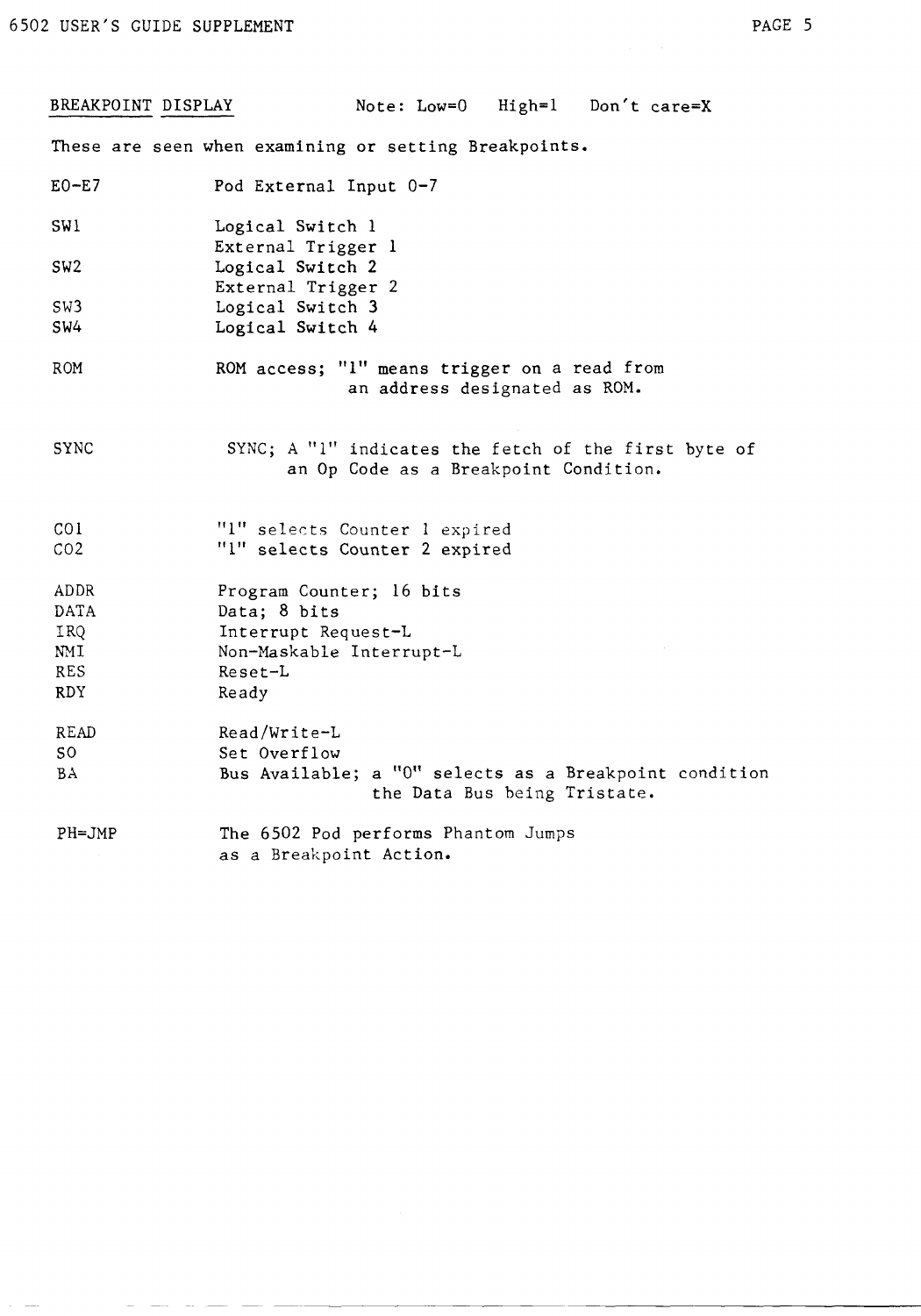## BREAKPOINT DISPLAY

Note: Low=0 High=1 Don't care=X

These are seen when examining or setting Breakpoints.

| | |
|---|---|
| E0-E7 | Pod External Input 0-7 |
| SW1 | Logical Switch 1<br>External Trigger 1 |
| SW2 | Logical Switch 2<br>External Trigger 2 |
| SW3 | Logical Switch 3 |
| SW4 | Logical Switch 4 |
| ROM | ROM access; "1" means trigger on a read from an address designated as ROM. |
| SYNC | SYNC; A "1" indicates the fetch of the first byte of an Op Code as a Breakpoint Condition. |
| CO1 | "1" selects Counter 1 expired |
| CO2 | "1" selects Counter 2 expired |
| ADDR | Program Counter; 16 bits |
| DATA | Data; 8 bits |
| IRQ | Interrupt Request-L |
| NMI | Non-Maskable Interrupt-L |
| RES | Reset-L |
| RDY | Ready |
| READ | Read/Write-L |
| SO | Set Overflow |
| BA | Bus Available; a "0" selects as a Breakpoint condition the Data Bus being Tristate. |
| PH=JMP | The 6502 Pod performs Phantom Jumps as a Breakpoint Action. |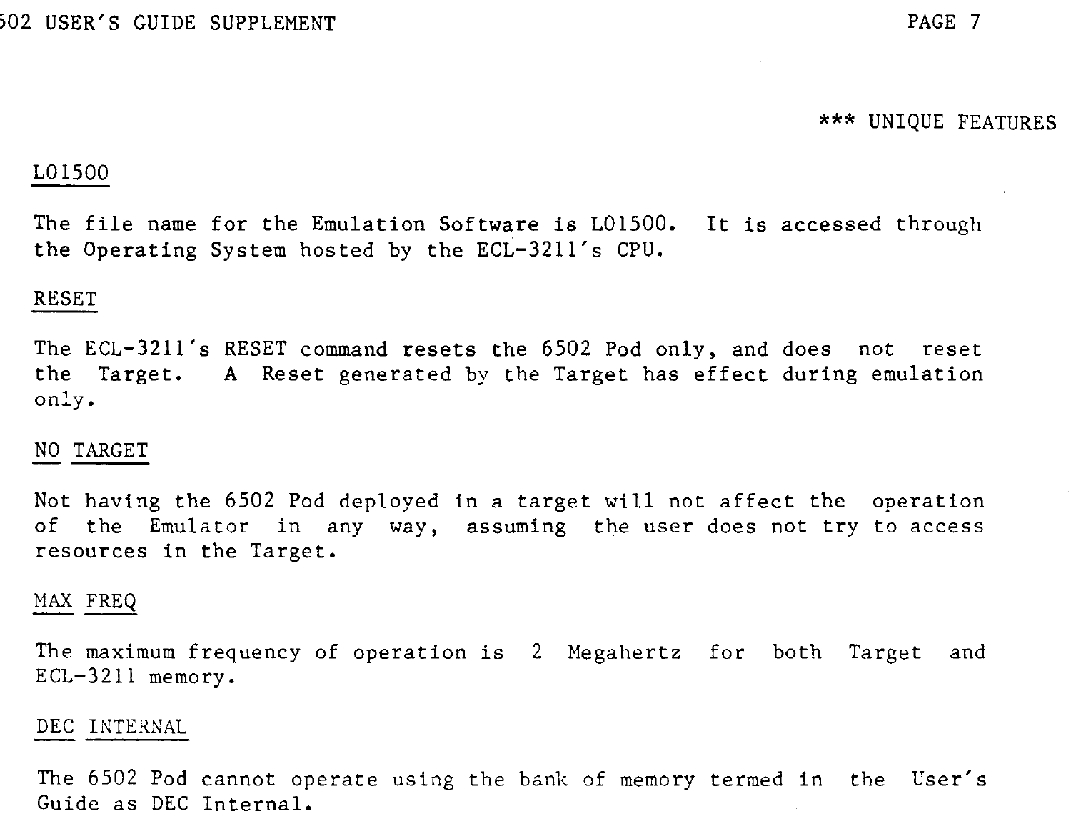*** UNIQUE FEATURES

## L01500

The file name for the Emulation Software is L01500. It is accessed through the Operating System hosted by the ECL-3211's CPU.

## RESET

The ECL-3211's RESET command resets the 6502 Pod only, and does not reset the Target. A Reset generated by the Target has effect during emulation only.

## NO TARGET

Not having the 6502 Pod deployed in a target will not affect the operation of the Emulator in any way, assuming the user does not try to access resources in the Target.

## MAX FREQ

The maximum frequency of operation is 2 Megahertz for both Target and ECL-3211 memory.

## DEC INTERNAL

The 6502 Pod cannot operate using the bank of memory termed in the User's Guide as DEC Internal.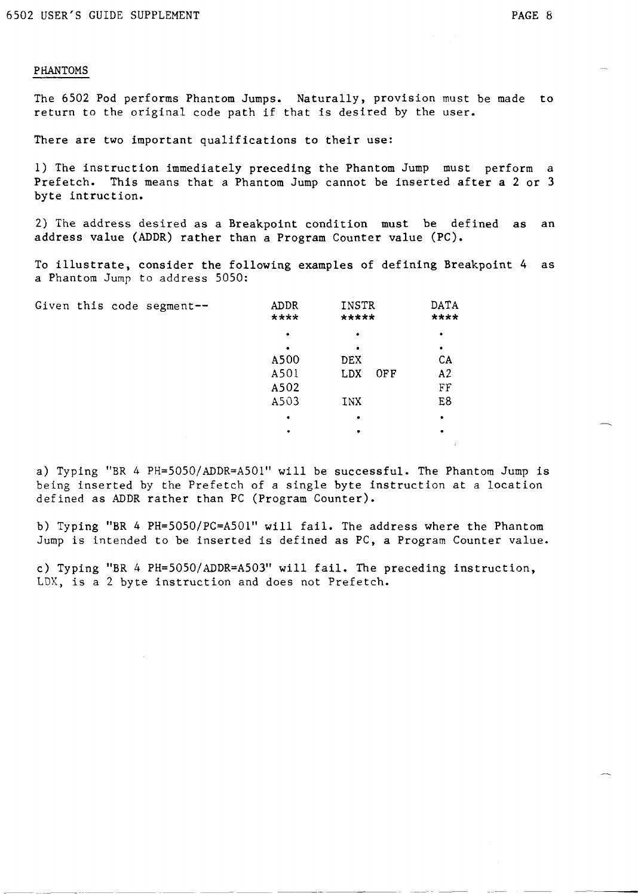## PHANTOMS

The 6502 Pod performs Phantom Jumps. Naturally, provision must be made to return to the original code path if that is desired by the user.

There are two important qualifications to their use:

1) The instruction immediately preceding the Phantom Jump must perform a Prefetch. This means that a Phantom Jump cannot be inserted after a 2 or 3 byte intruction.

2) The address desired as a Breakpoint condition must be defined as an address value (ADDR) rather than a Program Counter value (PC).

To illustrate, consider the following examples of defining Breakpoint 4 as a Phantom Jump to address 5050:

Given this code segment--

```
ADDR      INSTR       DATA
****      *****       ****
 .          .           .
 .          .           .
A500      DEX           CA
A501      LDX   OFF     A2
A502                    FF
A503      INX           E8
 .          .           .
 .          .           .
```

a) Typing "BR 4 PH=5050/ADDR=A501" will be successful. The Phantom Jump is being inserted by the Prefetch of a single byte instruction at a location defined as ADDR rather than PC (Program Counter).

b) Typing "BR 4 PH=5050/PC=A501" will fail. The address where the Phantom Jump is intended to be inserted is defined as PC, a Program Counter value.

c) Typing "BR 4 PH=5050/ADDR=A503" will fail. The preceding instruction, LDX, is a 2 byte instruction and does not Prefetch.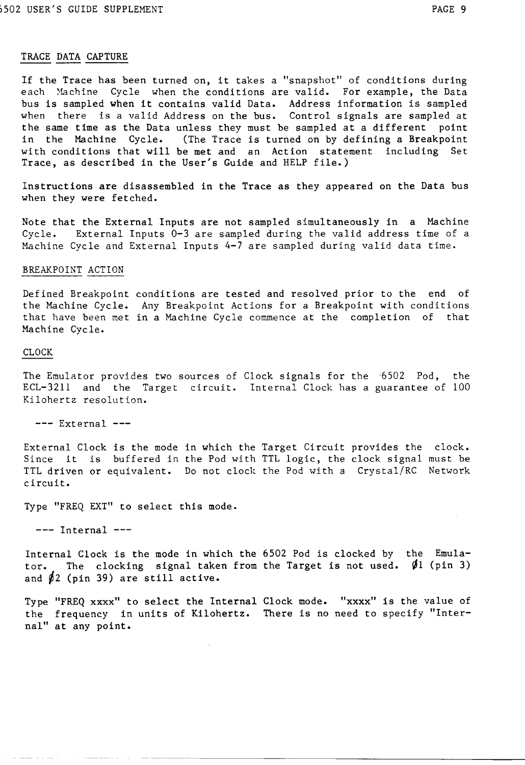## TRACE DATA CAPTURE

If the Trace has been turned on, it takes a "snapshot" of conditions during each Machine Cycle when the conditions are valid. For example, the Data bus is sampled when it contains valid Data. Address information is sampled when there is a valid Address on the bus. Control signals are sampled at the same time as the Data unless they must be sampled at a different point in the Machine Cycle. (The Trace is turned on by defining a Breakpoint with conditions that will be met and an Action statement including Set Trace, as described in the User's Guide and HELP file.)

Instructions are disassembled in the Trace as they appeared on the Data bus when they were fetched.

Note that the External Inputs are not sampled simultaneously in a Machine Cycle. External Inputs 0-3 are sampled during the valid address time of a Machine Cycle and External Inputs 4-7 are sampled during valid data time.

## BREAKPOINT ACTION

Defined Breakpoint conditions are tested and resolved prior to the end of the Machine Cycle. Any Breakpoint Actions for a Breakpoint with conditions that have been met in a Machine Cycle commence at the completion of that Machine Cycle.

## CLOCK

The Emulator provides two sources of Clock signals for the 6502 Pod, the ECL-3211 and the Target circuit. Internal Clock has a guarantee of 100 Kilohertz resolution.

### --- External ---

External Clock is the mode in which the Target Circuit provides the clock. Since it is buffered in the Pod with TTL logic, the clock signal must be TTL driven or equivalent. Do not clock the Pod with a Crystal/RC Network circuit.

Type "FREQ EXT" to select this mode.

### --- Internal ---

Internal Clock is the mode in which the 6502 Pod is clocked by the Emulator. The clocking signal taken from the Target is not used. Ø1 (pin 3) and Ø2 (pin 39) are still active.

Type "FREQ xxxx" to select the Internal Clock mode. "xxxx" is the value of the frequency in units of Kilohertz. There is no need to specify "Internal" at any point.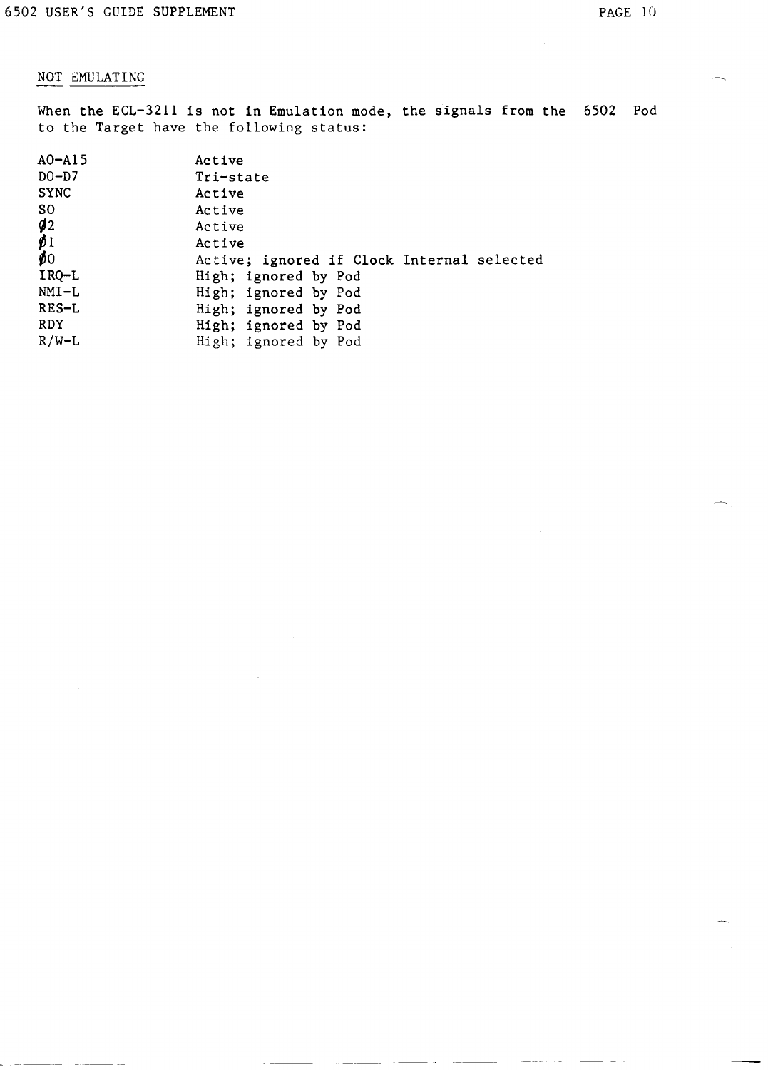NOT EMULATING

When the ECL-3211 is not in Emulation mode, the signals from the 6502 Pod to the Target have the following status:

| Signal | Status |
|---|---|
| A0-A15 | Active |
| D0-D7 | Tri-state |
| SYNC | Active |
| SO | Active |
| Ø2 | Active |
| Ø1 | Active |
| Ø0 | Active; ignored if Clock Internal selected |
| IRQ-L | High; ignored by Pod |
| NMI-L | High; ignored by Pod |
| RES-L | High; ignored by Pod |
| RDY | High; ignored by Pod |
| R/W-L | High; ignored by Pod |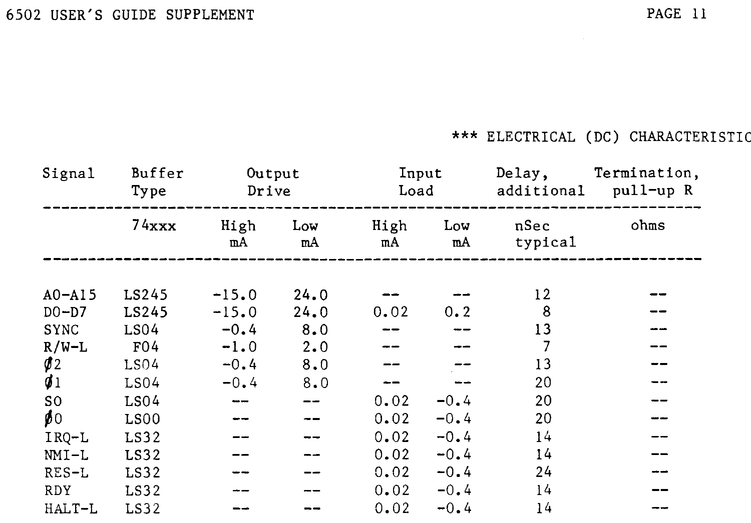*** ELECTRICAL (DC) CHARACTERISTIC

| Signal | Buffer Type | Output Drive | | Input Load | | Delay, additional | Termination, pull-up R |
|---|---|---|---|---|---|---|---|
| | 74xxx | High mA | Low mA | High mA | Low mA | nSec typical | ohms |
| A0-A15 | LS245 | -15.0 | 24.0 | -- | -- | 12 | -- |
| D0-D7 | LS245 | -15.0 | 24.0 | 0.02 | 0.2 | 8 | -- |
| SYNC | LS04 | -0.4 | 8.0 | -- | -- | 13 | -- |
| R/W-L | F04 | -1.0 | 2.0 | -- | -- | 7 | -- |
| Ø2 | LS04 | -0.4 | 8.0 | -- | -- | 13 | -- |
| Ø1 | LS04 | -0.4 | 8.0 | -- | -- | 20 | -- |
| SO | LS04 | -- | -- | 0.02 | -0.4 | 20 | -- |
| Ø0 | LS00 | -- | -- | 0.02 | -0.4 | 20 | -- |
| IRQ-L | LS32 | -- | -- | 0.02 | -0.4 | 14 | -- |
| NMI-L | LS32 | -- | -- | 0.02 | -0.4 | 14 | -- |
| RES-L | LS32 | -- | -- | 0.02 | -0.4 | 24 | -- |
| RDY | LS32 | -- | -- | 0.02 | -0.4 | 14 | -- |
| HALT-L | LS32 | -- | -- | 0.02 | -0.4 | 14 | -- |